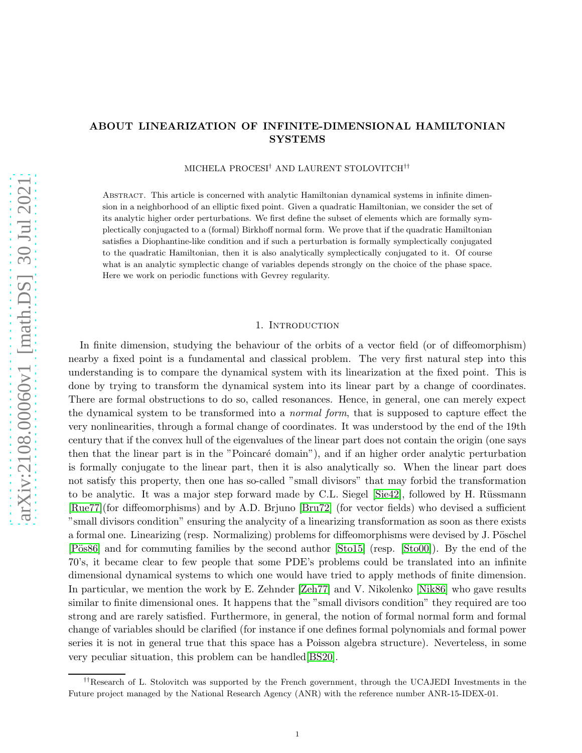# ABOUT LINEARIZATION OF INFINITE-DIMENSIONAL HAMILTONIAN SYSTEMS

MICHELA PROCESI[†] AND LAURENT STOLOVITCH[††]

Abstract. This article is concerned with analytic Hamiltonian dynamical systems in infinite dimension in a neighborhood of an elliptic fixed point. Given a quadratic Hamiltonian, we consider the set of its analytic higher order perturbations. We first define the subset of elements which are formally symplectically conjugacted to a (formal) Birkhoff normal form. We prove that if the quadratic Hamiltonian satisfies a Diophantine-like condition and if such a perturbation is formally symplectically conjugated to the quadratic Hamiltonian, then it is also analytically symplectically conjugated to it. Of course what is an analytic symplectic change of variables depends strongly on the choice of the phase space. Here we work on periodic functions with Gevrey regularity.

## 1. Introduction

In finite dimension, studying the behaviour of the orbits of a vector field (or of diffeomorphism) nearby a fixed point is a fundamental and classical problem. The very first natural step into this understanding is to compare the dynamical system with its linearization at the fixed point. This is done by trying to transform the dynamical system into its linear part by a change of coordinates. There are formal obstructions to do so, called resonances. Hence, in general, one can merely expect the dynamical system to be transformed into a *normal form*, that is supposed to capture effect the very nonlinearities, through a formal change of coordinates. It was understood by the end of the 19th century that if the convex hull of the eigenvalues of the linear part does not contain the origin (one says then that the linear part is in the "Poincaré domain"), and if an higher order analytic perturbation is formally conjugate to the linear part, then it is also analytically so. When the linear part does not satisfy this property, then one has so-called "small divisors" that may forbid the transformation to be analytic. It was a major step forward made by C.L. Siegel [Sie42], followed by H. Rüssmann [Rue77](for diffeomorphisms) and by A.D. Brjuno [Bru72] (for vector fields) who devised a sufficient "small divisors condition" ensuring the analycity of a linearizing transformation as soon as there exists a formal one. Linearizing (resp. Normalizing) problems for diffeomorphisms were devised by J. Pöschel [Pös86] and for commuting families by the second author [Sto15] (resp. [Sto00]). By the end of the 70's, it became clear to few people that some PDE's problems could be translated into an infinite dimensional dynamical systems to which one would have tried to apply methods of finite dimension. In particular, we mention the work by E. Zehnder [Zeh77] and V. Nikolenko [Nik86] who gave results similar to finite dimensional ones. It happens that the "small divisors condition" they required are too strong and are rarely satisfied. Furthermore, in general, the notion of formal normal form and formal change of variables should be clarified (for instance if one defines formal polynomials and formal power series it is not in general true that this space has a Poisson algebra structure). Neverteless, in some very peculiar situation, this problem can be handled[BS20].

[††]Research of L. Stolovitch was supported by the French government, through the UCAJEDI Investments in the Future project managed by the National Research Agency (ANR) with the reference number ANR-15-IDEX-01.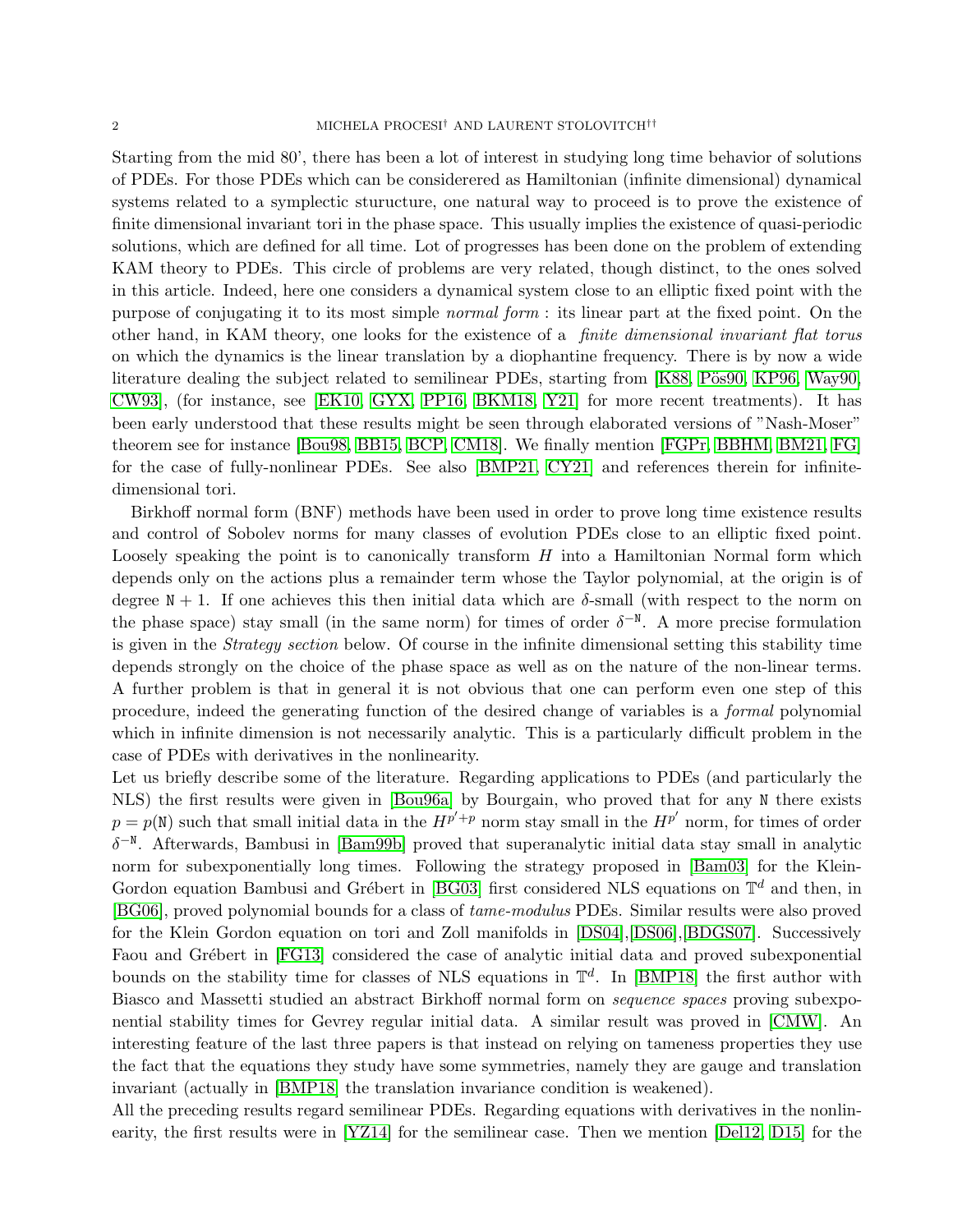Starting from the mid 80', there has been a lot of interest in studying long time behavior of solutions of PDEs. For those PDEs which can be considerered as Hamiltonian (infinite dimensional) dynamical systems related to a symplectic sturucture, one natural way to proceed is to prove the existence of finite dimensional invariant tori in the phase space. This usually implies the existence of quasi-periodic solutions, which are defined for all time. Lot of progresses has been done on the problem of extending KAM theory to PDEs. This circle of problems are very related, though distinct, to the ones solved in this article. Indeed, here one considers a dynamical system close to an elliptic fixed point with the purpose of conjugating it to its most simple *normal form* : its linear part at the fixed point. On the other hand, in KAM theory, one looks for the existence of a *finite dimensional invariant flat torus* on which the dynamics is the linear translation by a diophantine frequency. There is by now a wide literature dealing the subject related to semilinear PDEs, starting from [K88, Pös90, KP96, Way90, CW93], (for instance, see [EK10, GYX, PP16, BKM18, Y21] for more recent treatments). It has been early understood that these results might be seen through elaborated versions of "Nash-Moser" theorem see for instance [Bou98, BB15, BCP, CM18]. We finally mention [FGPr, BBHM, BM21, FG] for the case of fully-nonlinear PDEs. See also [BMP21, CY21] and references therein for infinite-dimensional tori.

Birkhoff normal form (BNF) methods have been used in order to prove long time existence results and control of Sobolev norms for many classes of evolution PDEs close to an elliptic fixed point. Loosely speaking the point is to canonically transform $H$ into a Hamiltonian Normal form which depends only on the actions plus a remainder term whose the Taylor polynomial, at the origin is of degree $\mathtt{N}+1$. If one achieves this then initial data which are $\delta$-small (with respect to the norm on the phase space) stay small (in the same norm) for times of order $\delta^{-\mathtt{N}}$. A more precise formulation is given in the *Strategy section* below. Of course in the infinite dimensional setting this stability time depends strongly on the choice of the phase space as well as on the nature of the non-linear terms. A further problem is that in general it is not obvious that one can perform even one step of this procedure, indeed the generating function of the desired change of variables is a *formal* polynomial which in infinite dimension is not necessarily analytic. This is a particularly difficult problem in the case of PDEs with derivatives in the nonlinearity.

Let us briefly describe some of the literature. Regarding applications to PDEs (and particularly the NLS) the first results were given in [Bou96a] by Bourgain, who proved that for any $\mathtt{N}$ there exists $p = p(\mathtt{N})$ such that small initial data in the $H^{p'+p}$ norm stay small in the $H^{p'}$ norm, for times of order $\delta^{-\mathtt{N}}$. Afterwards, Bambusi in [Bam99b] proved that superanalytic initial data stay small in analytic norm for subexponentially long times. Following the strategy proposed in [Bam03] for the Klein-Gordon equation Bambusi and Grébert in [BG03] first considered NLS equations on $\mathbb{T}^d$ and then, in [BG06], proved polynomial bounds for a class of *tame-modulus* PDEs. Similar results were also proved for the Klein Gordon equation on tori and Zoll manifolds in [DS04],[DS06],[BDGS07]. Successively Faou and Grébert in [FG13] considered the case of analytic initial data and proved subexponential bounds on the stability time for classes of NLS equations in $\mathbb{T}^d$. In [BMP18] the first author with Biasco and Massetti studied an abstract Birkhoff normal form on *sequence spaces* proving subexponential stability times for Gevrey regular initial data. A similar result was proved in [CMW]. An interesting feature of the last three papers is that instead on relying on tameness properties they use the fact that the equations they study have some symmetries, namely they are gauge and translation invariant (actually in [BMP18] the translation invariance condition is weakened).

All the preceding results regard semilinear PDEs. Regarding equations with derivatives in the nonlinearity, the first results were in [YZ14] for the semilinear case. Then we mention [Del12, D15] for the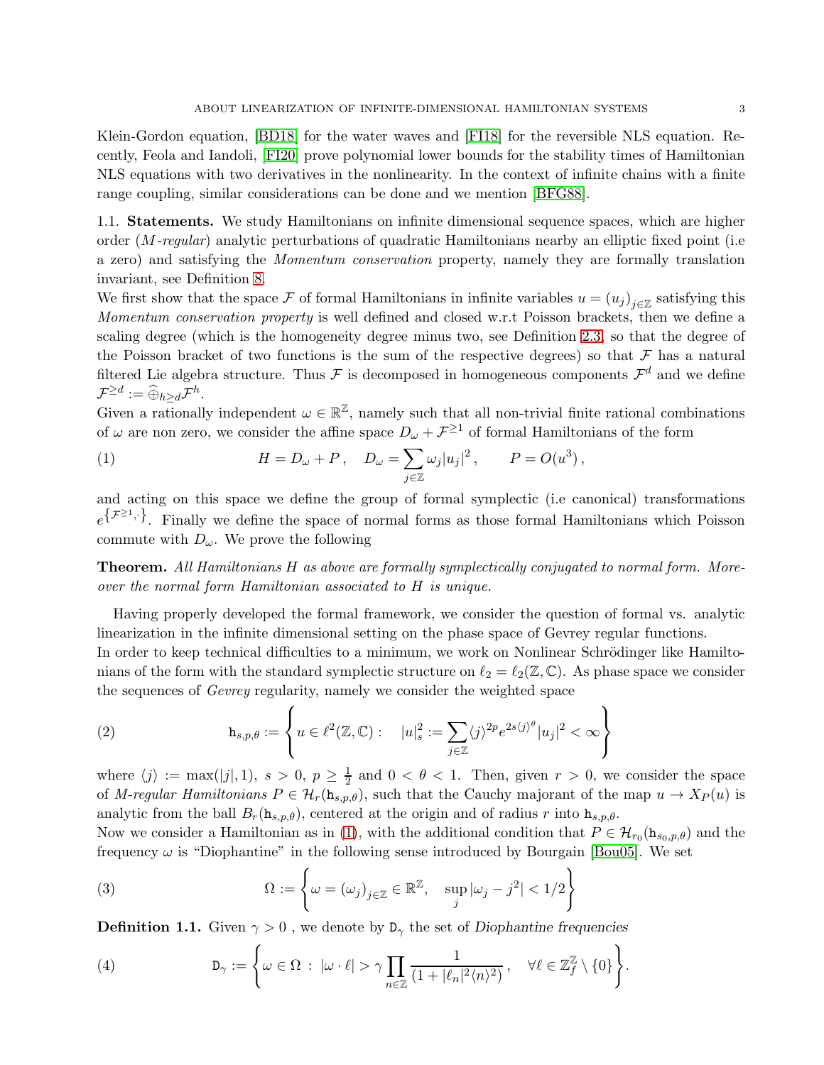Klein-Gordon equation, [BD18] for the water waves and [FI18] for the reversible NLS equation. Recently, Feola and Iandoli, [FI20] prove polynomial lower bounds for the stability times of Hamiltonian NLS equations with two derivatives in the nonlinearity. In the context of infinite chains with a finite range coupling, similar considerations can be done and we mention [BFG88].

1.1. **Statements.** We study Hamiltonians on infinite dimensional sequence spaces, which are higher order (*M-regular*) analytic perturbations of quadratic Hamiltonians nearby an elliptic fixed point (i.e a zero) and satisfying the *Momentum conservation* property, namely they are formally translation invariant, see Definition 8.

We first show that the space $\mathcal{F}$ of formal Hamiltonians in infinite variables $u = (u_j)_{j\in\mathbb{Z}}$ satisfying this *Momentum conservation property* is well defined and closed w.r.t Poisson brackets, then we define a scaling degree (which is the homogeneity degree minus two, see Definition 2.3, so that the degree of the Poisson bracket of two functions is the sum of the respective degrees) so that $\mathcal{F}$ has a natural filtered Lie algebra structure. Thus $\mathcal{F}$ is decomposed in homogeneous components $\mathcal{F}^d$ and we define $\mathcal{F}^{\geq d} := \widehat{\oplus}_{h\geq d}\mathcal{F}^h$.

Given a rationally independent $\omega \in \mathbb{R}^{\mathbb{Z}}$, namely such that all non-trivial finite rational combinations of $\omega$ are non zero, we consider the affine space $D_\omega + \mathcal{F}^{\geq 1}$ of formal Hamiltonians of the form

$$
H = D_\omega + P\,, \quad D_\omega = \sum_{j\in\mathbb{Z}} \omega_j |u_j|^2\,, \qquad P = O(u^3)\,, \tag{1}
$$

and acting on this space we define the group of formal symplectic (i.e canonical) transformations $e^{\{\mathcal{F}^{\geq 1},\cdot\}}$. Finally we define the space of normal forms as those formal Hamiltonians which Poisson commute with $D_\omega$. We prove the following

**Theorem.** *All Hamiltonians $H$ as above are formally symplectically conjugated to normal form. Moreover the normal form Hamiltonian associated to $H$ is unique.*

Having properly developed the formal framework, we consider the question of formal vs. analytic linearization in the infinite dimensional setting on the phase space of Gevrey regular functions.

In order to keep technical difficulties to a minimum, we work on Nonlinear Schrödinger like Hamiltonians of the form with the standard symplectic structure on $\ell_2 = \ell_2(\mathbb{Z},\mathbb{C})$. As phase space we consider the sequences of *Gevrey* regularity, namely we consider the weighted space

$$
\mathtt{h}_{s,p,\theta} := \left\{ u \in \ell^2(\mathbb{Z},\mathbb{C}) : \quad |u|_s^2 := \sum_{j\in\mathbb{Z}} \langle j\rangle^{2p} e^{2s\langle j\rangle^\theta} |u_j|^2 < \infty \right\} \tag{2}
$$

where $\langle j\rangle := \max(|j|,1)$, $s > 0$, $p \geq \frac{1}{2}$ and $0 < \theta < 1$. Then, given $r > 0$, we consider the space of *M-regular Hamiltonians* $P \in \mathcal{H}_r(\mathtt{h}_{s,p,\theta})$, such that the Cauchy majorant of the map $u \to X_P(u)$ is analytic from the ball $B_r(\mathtt{h}_{s,p,\theta})$, centered at the origin and of radius $r$ into $\mathtt{h}_{s,p,\theta}$.

Now we consider a Hamiltonian as in (1), with the additional condition that $P \in \mathcal{H}_{r_0}(\mathtt{h}_{s_0,p,\theta})$ and the frequency $\omega$ is "Diophantine" in the following sense introduced by Bourgain [Bou05]. We set

$$
\Omega := \left\{ \omega = (\omega_j)_{j\in\mathbb{Z}} \in \mathbb{R}^{\mathbb{Z}}, \quad \sup_j |\omega_j - j^2| < 1/2 \right\} \tag{3}
$$

**Definition 1.1.** Given $\gamma > 0$ , we denote by $\mathtt{D}_\gamma$ the set of *Diophantine frequencies*

$$
\mathtt{D}_\gamma := \left\{ \omega \in \Omega \,:\, |\omega\cdot\ell| > \gamma \prod_{n\in\mathbb{Z}} \frac{1}{(1+|\ell_n|^2\langle n\rangle^2)}\,, \quad \forall \ell \in \mathbb{Z}^{\mathbb{Z}}_f \setminus \{0\} \right\}. \tag{4}
$$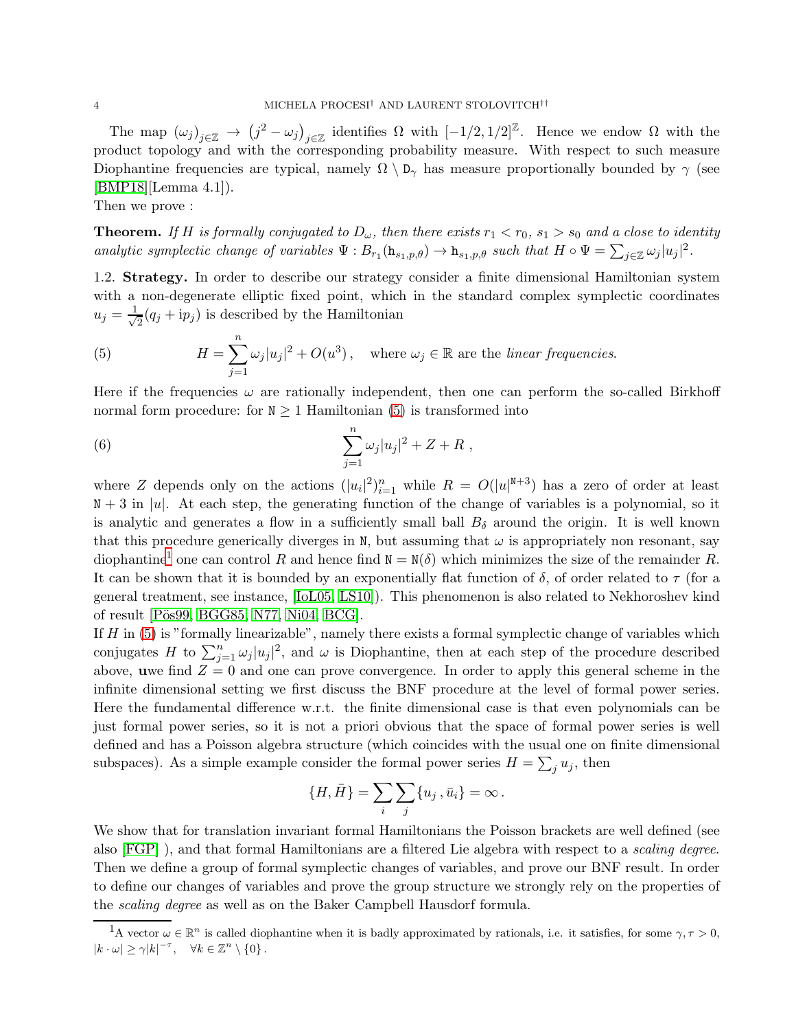The map $(\omega_j)_{j\in\mathbb{Z}} \to (j^2-\omega_j)_{j\in\mathbb{Z}}$ identifies $\Omega$ with $[-1/2,1/2]^{\mathbb{Z}}$. Hence we endow $\Omega$ with the product topology and with the corresponding probability measure. With respect to such measure Diophantine frequencies are typical, namely $\Omega\setminus \mathtt{D}_\gamma$ has measure proportionally bounded by $\gamma$ (see [BMP18][Lemma 4.1]).
Then we prove :

**Theorem.** *If $H$ is formally conjugated to $D_\omega$, then there exists $r_1 < r_0$, $s_1 > s_0$ and a close to identity analytic symplectic change of variables $\Psi : B_{r_1}(\mathtt{h}_{s_1,p,\theta}) \to \mathtt{h}_{s_1,p,\theta}$ such that $H\circ\Psi = \sum_{j\in\mathbb{Z}}\omega_j|u_j|^2$.*

## 1.2. Strategy.

In order to describe our strategy consider a finite dimensional Hamiltonian system with a non-degenerate elliptic fixed point, which in the standard complex symplectic coordinates $u_j = \frac{1}{\sqrt{2}}(q_j + \mathrm{i}p_j)$ is described by the Hamiltonian

$$
H = \sum_{j=1}^{n}\omega_j|u_j|^2 + O(u^3)\,, \quad \text{where } \omega_j\in\mathbb{R} \text{ are the } \textit{linear frequencies.} \tag{5}
$$

Here if the frequencies $\omega$ are rationally independent, then one can perform the so-called Birkhoff normal form procedure: for $\mathtt{N}\geq 1$ Hamiltonian (5) is transformed into

$$
\sum_{j=1}^{n}\omega_j|u_j|^2 + Z + R\,, \tag{6}
$$

where $Z$ depends only on the actions $(|u_i|^2)_{i=1}^n$ while $R = O(|u|^{\mathtt{N}+3})$ has a zero of order at least $\mathtt{N}+3$ in $|u|$. At each step, the generating function of the change of variables is a polynomial, so it is analytic and generates a flow in a sufficiently small ball $B_\delta$ around the origin. It is well known that this procedure generically diverges in $\mathtt{N}$, but assuming that $\omega$ is appropriately non resonant, say diophantine[1] one can control $R$ and hence find $\mathtt{N}=\mathtt{N}(\delta)$ which minimizes the size of the remainder $R$. It can be shown that it is bounded by an exponentially flat function of $\delta$, of order related to $\tau$ (for a general treatment, see instance, [IoL05, LS10]). This phenomenon is also related to Nekhoroshev kind of result [Pös99, BGG85, N77, Ni04, BCG].
If $H$ in (5) is "formally linearizable", namely there exists a formal symplectic change of variables which conjugates $H$ to $\sum_{j=1}^n\omega_j|u_j|^2$, and $\omega$ is Diophantine, then at each step of the procedure described above, **u**we find $Z=0$ and one can prove convergence. In order to apply this general scheme in the infinite dimensional setting we first discuss the BNF procedure at the level of formal power series. Here the fundamental difference w.r.t. the finite dimensional case is that even polynomials can be just formal power series, so it is not a priori obvious that the space of formal power series is well defined and has a Poisson algebra structure (which coincides with the usual one on finite dimensional subspaces). As a simple example consider the formal power series $H = \sum_j u_j$, then

$$
\{H,\bar H\} = \sum_i\sum_j\{u_j\,,\bar u_i\} = \infty\,.
$$

We show that for translation invariant formal Hamiltonians the Poisson brackets are well defined (see also [FGP] ), and that formal Hamiltonians are a filtered Lie algebra with respect to a *scaling degree*. Then we define a group of formal symplectic changes of variables, and prove our BNF result. In order to define our changes of variables and prove the group structure we strongly rely on the properties of the *scaling degree* as well as on the Baker Campbell Hausdorf formula.

[1] A vector $\omega\in\mathbb{R}^n$ is called diophantine when it is badly approximated by rationals, i.e. it satisfies, for some $\gamma,\tau>0$, $|k\cdot\omega|\geq\gamma|k|^{-\tau}, \quad \forall k\in\mathbb{Z}^n\setminus\{0\}$.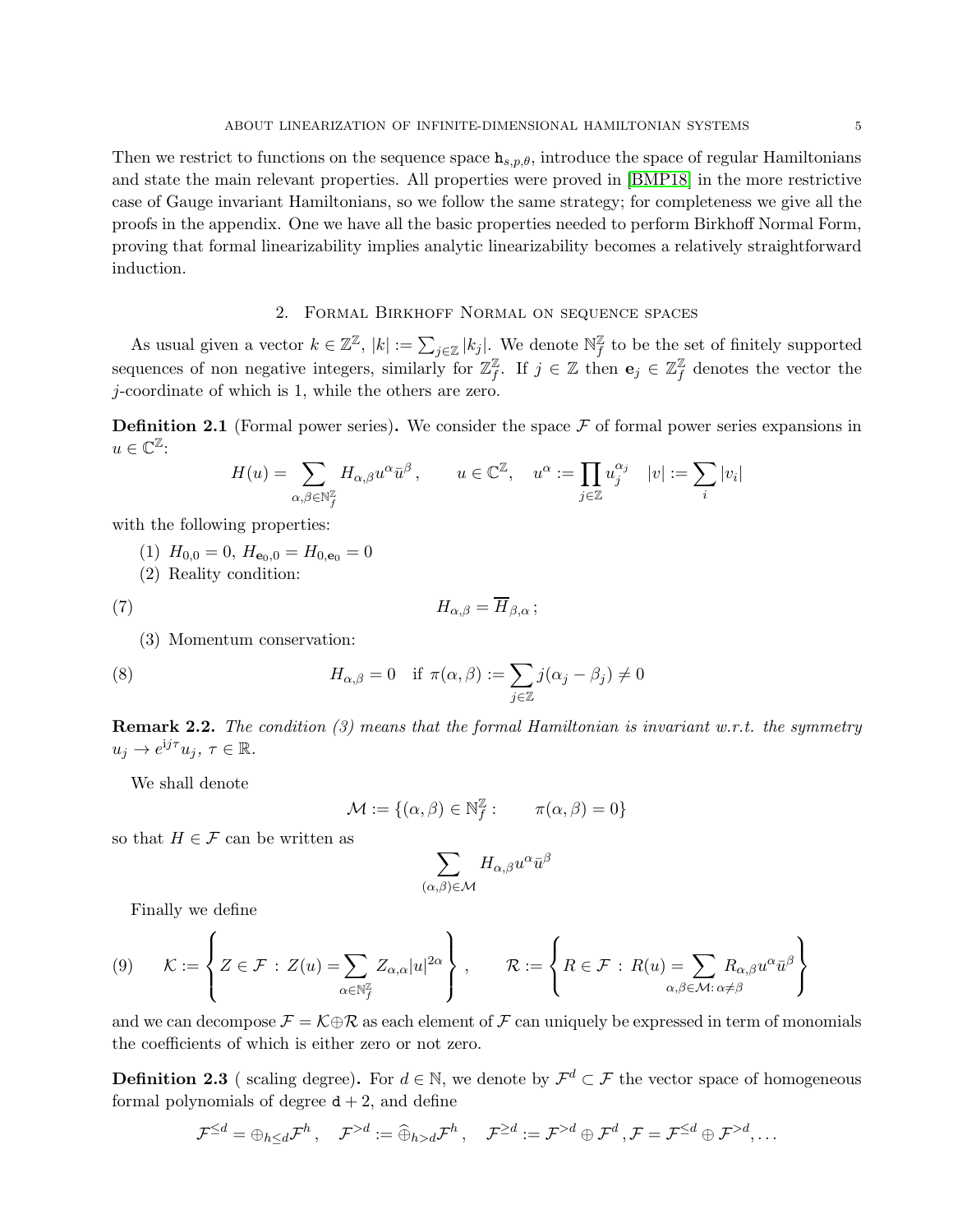Then we restrict to functions on the sequence space $\mathtt{h}_{s,p,\theta}$, introduce the space of regular Hamiltonians and state the main relevant properties. All properties were proved in [BMP18] in the more restrictive case of Gauge invariant Hamiltonians, so we follow the same strategy; for completeness we give all the proofs in the appendix. One we have all the basic properties needed to perform Birkhoff Normal Form, proving that formal linearizability implies analytic linearizability becomes a relatively straightforward induction.

## 2. Formal Birkhoff Normal on sequence spaces

As usual given a vector $k \in \mathbb{Z}^{\mathbb{Z}}$, $|k| := \sum_{j\in\mathbb{Z}} |k_j|$. We denote $\mathbb{N}^{\mathbb{Z}}_f$ to be the set of finitely supported sequences of non negative integers, similarly for $\mathbb{Z}^{\mathbb{Z}}_f$. If $j \in \mathbb{Z}$ then $\mathbf{e}_j \in \mathbb{Z}^{\mathbb{Z}}_f$ denotes the vector the $j$-coordinate of which is 1, while the others are zero.

**Definition 2.1** (Formal power series)**.** We consider the space $\mathcal{F}$ of formal power series expansions in $u \in \mathbb{C}^{\mathbb{Z}}$:

$$H(u) = \sum_{\alpha,\beta\in\mathbb{N}^{\mathbb{Z}}_f} H_{\alpha,\beta} u^\alpha \bar{u}^\beta\,, \qquad u \in \mathbb{C}^{\mathbb{Z}}, \quad u^\alpha := \prod_{j\in\mathbb{Z}} u_j^{\alpha_j} \quad |v| := \sum_i |v_i|$$

with the following properties:

(1) $H_{0,0} = 0$, $H_{\mathbf{e}_0,0} = H_{0,\mathbf{e}_0} = 0$

(2) Reality condition:

$$H_{\alpha,\beta} = \overline{H}_{\beta,\alpha}\,; \tag{7}$$

(3) Momentum conservation:

$$H_{\alpha,\beta} = 0 \quad \text{if } \pi(\alpha,\beta) := \sum_{j\in\mathbb{Z}} j(\alpha_j - \beta_j) \neq 0 \tag{8}$$

**Remark 2.2.** *The condition (3) means that the formal Hamiltonian is invariant w.r.t. the symmetry $u_j \to e^{\mathrm{i}j\tau} u_j$, $\tau \in \mathbb{R}$.*

We shall denote

$$\mathcal{M} := \{(\alpha, \beta) \in \mathbb{N}^{\mathbb{Z}}_f : \qquad \pi(\alpha, \beta) = 0\}$$

so that $H \in \mathcal{F}$ can be written as

$$\sum_{(\alpha,\beta)\in\mathcal{M}} H_{\alpha,\beta} u^\alpha \bar{u}^\beta$$

Finally we define

$$\mathcal{K} := \left\{ Z \in \mathcal{F} \,:\, Z(u) = \sum_{\alpha\in\mathbb{N}^{\mathbb{Z}}_f} Z_{\alpha,\alpha} |u|^{2\alpha} \right\}, \qquad \mathcal{R} := \left\{ R \in \mathcal{F} \,:\, R(u) = \sum_{\alpha,\beta\in\mathcal{M}:\, \alpha\neq\beta} R_{\alpha,\beta} u^\alpha \bar{u}^\beta \right\} \tag{9}$$

and we can decompose $\mathcal{F} = \mathcal{K} \oplus \mathcal{R}$ as each element of $\mathcal{F}$ can uniquely be expressed in term of monomials the coefficients of which is either zero or not zero.

**Definition 2.3** ( scaling degree)**.** For $d \in \mathbb{N}$, we denote by $\mathcal{F}^d \subset \mathcal{F}$ the vector space of homogeneous formal polynomials of degree $\mathtt{d} + 2$, and define

$$\mathcal{F}^{\le d} = \oplus_{h\le d} \mathcal{F}^h\,, \quad \mathcal{F}^{>d} := \widehat{\oplus}_{h>d} \mathcal{F}^h\,, \quad \mathcal{F}^{\ge d} := \mathcal{F}^{>d} \oplus \mathcal{F}^d\,, \mathcal{F} = \mathcal{F}^{\le d} \oplus \mathcal{F}^{>d}, \dots$$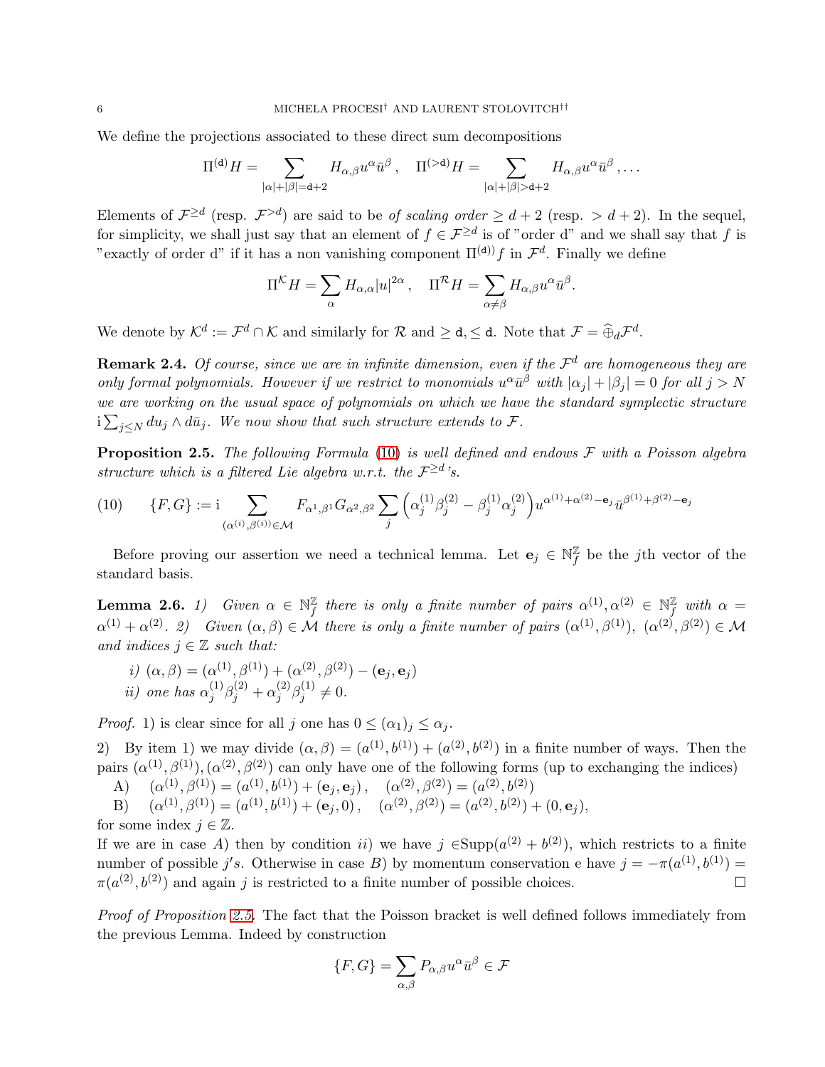We define the projections associated to these direct sum decompositions

$$\Pi^{(\mathtt{d})}H = \sum_{|\alpha|+|\beta|=\mathtt{d}+2} H_{\alpha,\beta}u^\alpha \bar u^\beta\,, \quad \Pi^{(>\mathtt{d})}H = \sum_{|\alpha|+|\beta|>\mathtt{d}+2} H_{\alpha,\beta}u^\alpha \bar u^\beta\,, \ldots$$

Elements of $\mathcal{F}^{\geq d}$ (resp. $\mathcal{F}^{>d}$) are said to be *of scaling order* $\geq d+2$ (resp. $> d+2$). In the sequel, for simplicity, we shall just say that an element of $f \in \mathcal{F}^{\geq d}$ is of "order d" and we shall say that $f$ is "exactly of order d" if it has a non vanishing component $\Pi^{(\mathtt{d}))}f$ in $\mathcal{F}^d$. Finally we define

$$\Pi^{\mathcal{K}}H = \sum_\alpha H_{\alpha,\alpha}|u|^{2\alpha}\,, \quad \Pi^{\mathcal{R}}H = \sum_{\alpha\neq\beta} H_{\alpha,\beta}u^\alpha \bar u^\beta.$$

We denote by $\mathcal{K}^d := \mathcal{F}^d \cap \mathcal{K}$ and similarly for $\mathcal{R}$ and $\geq \mathtt{d}, \leq \mathtt{d}$. Note that $\mathcal{F} = \widehat{\oplus}_d \mathcal{F}^d$.

**Remark 2.4.** *Of course, since we are in infinite dimension, even if the $\mathcal{F}^d$ are homogeneous they are only formal polynomials. However if we restrict to monomials $u^\alpha \bar u^\beta$ with $|\alpha_j| + |\beta_j| = 0$ for all $j > N$ we are working on the usual space of polynomials on which we have the standard symplectic structure $\mathrm{i}\sum_{j\leq N} du_j \wedge d\bar u_j$. We now show that such structure extends to $\mathcal{F}$.*

**Proposition 2.5.** *The following Formula* (10) *is well defined and endows $\mathcal{F}$ with a Poisson algebra structure which is a filtered Lie algebra w.r.t. the $\mathcal{F}^{\geq d}$'s.*

$$\{F, G\} := \mathrm{i} \sum_{(\alpha^{(i)},\beta^{(i)})\in\mathcal{M}} F_{\alpha^1,\beta^1} G_{\alpha^2,\beta^2} \sum_j \Big(\alpha^{(1)}_j \beta^{(2)}_j - \beta^{(1)}_j \alpha^{(2)}_j\Big) u^{\alpha^{(1)}+\alpha^{(2)}-\mathbf{e}_j} \bar u^{\beta^{(1)}+\beta^{(2)}-\mathbf{e}_j} \tag{10}$$

Before proving our assertion we need a technical lemma. Let $\mathbf{e}_j \in \mathbb{N}^{\mathbb{Z}}_f$ be the $j$th vector of the standard basis.

**Lemma 2.6.** *1) Given $\alpha \in \mathbb{N}^{\mathbb{Z}}_f$ there is only a finite number of pairs $\alpha^{(1)}, \alpha^{(2)} \in \mathbb{N}^{\mathbb{Z}}_f$ with $\alpha = \alpha^{(1)} + \alpha^{(2)}$. 2) Given $(\alpha, \beta) \in \mathcal{M}$ there is only a finite number of pairs $(\alpha^{(1)}, \beta^{(1)})$, $(\alpha^{(2)}, \beta^{(2)}) \in \mathcal{M}$ and indices $j \in \mathbb{Z}$ such that:*

*i) $(\alpha, \beta) = (\alpha^{(1)}, \beta^{(1)}) + (\alpha^{(2)}, \beta^{(2)}) - (\mathbf{e}_j, \mathbf{e}_j)$*
*ii) one has $\alpha^{(1)}_j \beta^{(2)}_j + \alpha^{(2)}_j \beta^{(1)}_j \neq 0$.*

*Proof.* 1) is clear since for all $j$ one has $0 \leq (\alpha_1)_j \leq \alpha_j$.

2) By item 1) we may divide $(\alpha, \beta) = (a^{(1)}, b^{(1)}) + (a^{(2)}, b^{(2)})$ in a finite number of ways. Then the pairs $(\alpha^{(1)}, \beta^{(1)}), (\alpha^{(2)}, \beta^{(2)})$ can only have one of the following forms (up to exchanging the indices)

A) $\quad (\alpha^{(1)}, \beta^{(1)}) = (a^{(1)}, b^{(1)}) + (\mathbf{e}_j, \mathbf{e}_j)\,, \quad (\alpha^{(2)}, \beta^{(2)}) = (a^{(2)}, b^{(2)})$
B) $\quad (\alpha^{(1)}, \beta^{(1)}) = (a^{(1)}, b^{(1)}) + (\mathbf{e}_j, 0)\,, \quad (\alpha^{(2)}, \beta^{(2)}) = (a^{(2)}, b^{(2)}) + (0, \mathbf{e}_j),$

for some index $j \in \mathbb{Z}$.
If we are in case $A)$ then by condition $ii)$ we have $j \in \mathrm{Supp}(a^{(2)} + b^{(2)})$, which restricts to a finite number of possible $j$'s. Otherwise in case $B)$ by momentum conservation e have $j = -\pi(a^{(1)}, b^{(1)}) = \pi(a^{(2)}, b^{(2)})$ and again $j$ is restricted to a finite number of possible choices. $\square$

*Proof of Proposition 2.5.* The fact that the Poisson bracket is well defined follows immediately from the previous Lemma. Indeed by construction

$$\{F, G\} = \sum_{\alpha,\beta} P_{\alpha,\beta} u^\alpha \bar u^\beta \in \mathcal{F}$$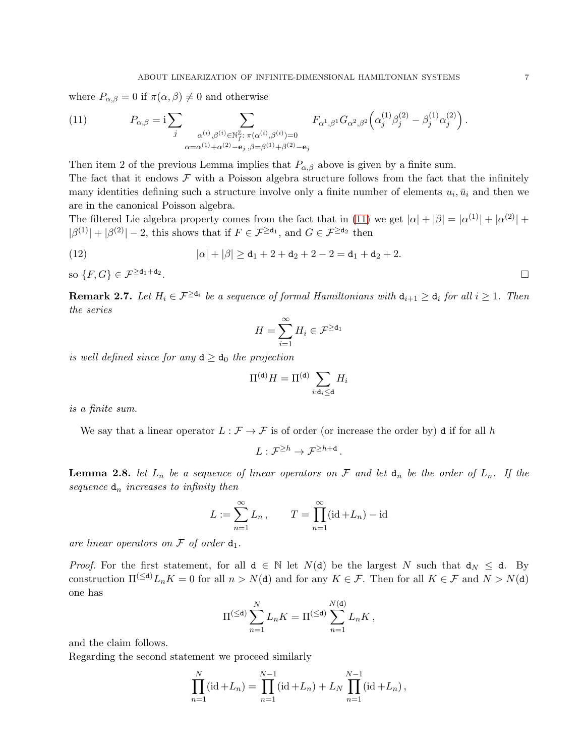where $P_{\alpha,\beta} = 0$ if $\pi(\alpha, \beta) \neq 0$ and otherwise

$$P_{\alpha,\beta} = \mathrm{i} \sum_j \sum_{\substack{\alpha^{(i)},\beta^{(i)} \in \mathbb{N}^{\mathbb{Z}}_f :\, \pi(\alpha^{(i)},\beta^{(i)})=0 \\ \alpha=\alpha^{(1)}+\alpha^{(2)}-\mathbf{e}_j\,,\beta=\beta^{(1)}+\beta^{(2)}-\mathbf{e}_j}} F_{\alpha^1,\beta^1} G_{\alpha^2,\beta^2} \Big( \alpha^{(1)}_j \beta^{(2)}_j - \beta^{(1)}_j \alpha^{(2)}_j \Big) \,. \tag{11}$$

Then item 2 of the previous Lemma implies that $P_{\alpha,\beta}$ above is given by a finite sum.
The fact that it endows $\mathcal{F}$ with a Poisson algebra structure follows from the fact that the infinitely many identities defining such a structure involve only a finite number of elements $u_i, \bar{u}_i$ and then we are in the canonical Poisson algebra.
The filtered Lie algebra property comes from the fact that in (11) we get $|\alpha| + |\beta| = |\alpha^{(1)}| + |\alpha^{(2)}| + |\beta^{(1)}| + |\beta^{(2)}| - 2$, this shows that if $F \in \mathcal{F}^{\geq \mathtt{d}_1}$, and $G \in \mathcal{F}^{\geq \mathtt{d}_2}$ then

$$|\alpha| + |\beta| \geq \mathtt{d}_1 + 2 + \mathtt{d}_2 + 2 - 2 = \mathtt{d}_1 + \mathtt{d}_2 + 2. \tag{12}$$

so $\{F, G\} \in \mathcal{F}^{\geq \mathtt{d}_1 + \mathtt{d}_2}$. $\square$

**Remark 2.7.** *Let $H_i \in \mathcal{F}^{\geq \mathtt{d}_i}$ be a sequence of formal Hamiltonians with $\mathtt{d}_{i+1} \geq \mathtt{d}_i$ for all $i \geq 1$. Then the series*

$$H = \sum_{i=1}^{\infty} H_i \in \mathcal{F}^{\geq \mathtt{d}_1}$$

*is well defined since for any $\mathtt{d} \geq \mathtt{d}_0$ the projection*

$$\Pi^{(\mathtt{d})} H = \Pi^{(\mathtt{d})} \sum_{i: \mathtt{d}_i \leq \mathtt{d}} H_i$$

*is a finite sum.*

We say that a linear operator $L : \mathcal{F} \to \mathcal{F}$ is of order (or increase the order by) $\mathtt{d}$ if for all $h$

$$L : \mathcal{F}^{\geq h} \to \mathcal{F}^{\geq h + \mathtt{d}} \,.$$

**Lemma 2.8.** *let $L_n$ be a sequence of linear operators on $\mathcal{F}$ and let $\mathtt{d}_n$ be the order of $L_n$. If the sequence $\mathtt{d}_n$ increases to infinity then*

$$L := \sum_{n=1}^{\infty} L_n \,, \qquad T = \prod_{n=1}^{\infty} (\mathrm{id} + L_n) - \mathrm{id}$$

*are linear operators on $\mathcal{F}$ of order $\mathtt{d}_1$.*

*Proof.* For the first statement, for all $\mathtt{d} \in \mathbb{N}$ let $N(\mathtt{d})$ be the largest $N$ such that $\mathtt{d}_N \leq \mathtt{d}$. By construction $\Pi^{(\leq \mathtt{d})} L_n K = 0$ for all $n > N(\mathtt{d})$ and for any $K \in \mathcal{F}$. Then for all $K \in \mathcal{F}$ and $N > N(\mathtt{d})$ one has

$$\Pi^{(\leq \mathtt{d})} \sum_{n=1}^{N} L_n K = \Pi^{(\leq \mathtt{d})} \sum_{n=1}^{N(\mathtt{d})} L_n K \,,$$

and the claim follows.
Regarding the second statement we proceed similarly

$$\prod_{n=1}^{N} (\mathrm{id} + L_n) = \prod_{n=1}^{N-1} (\mathrm{id} + L_n) + L_N \prod_{n=1}^{N-1} (\mathrm{id} + L_n) \,,$$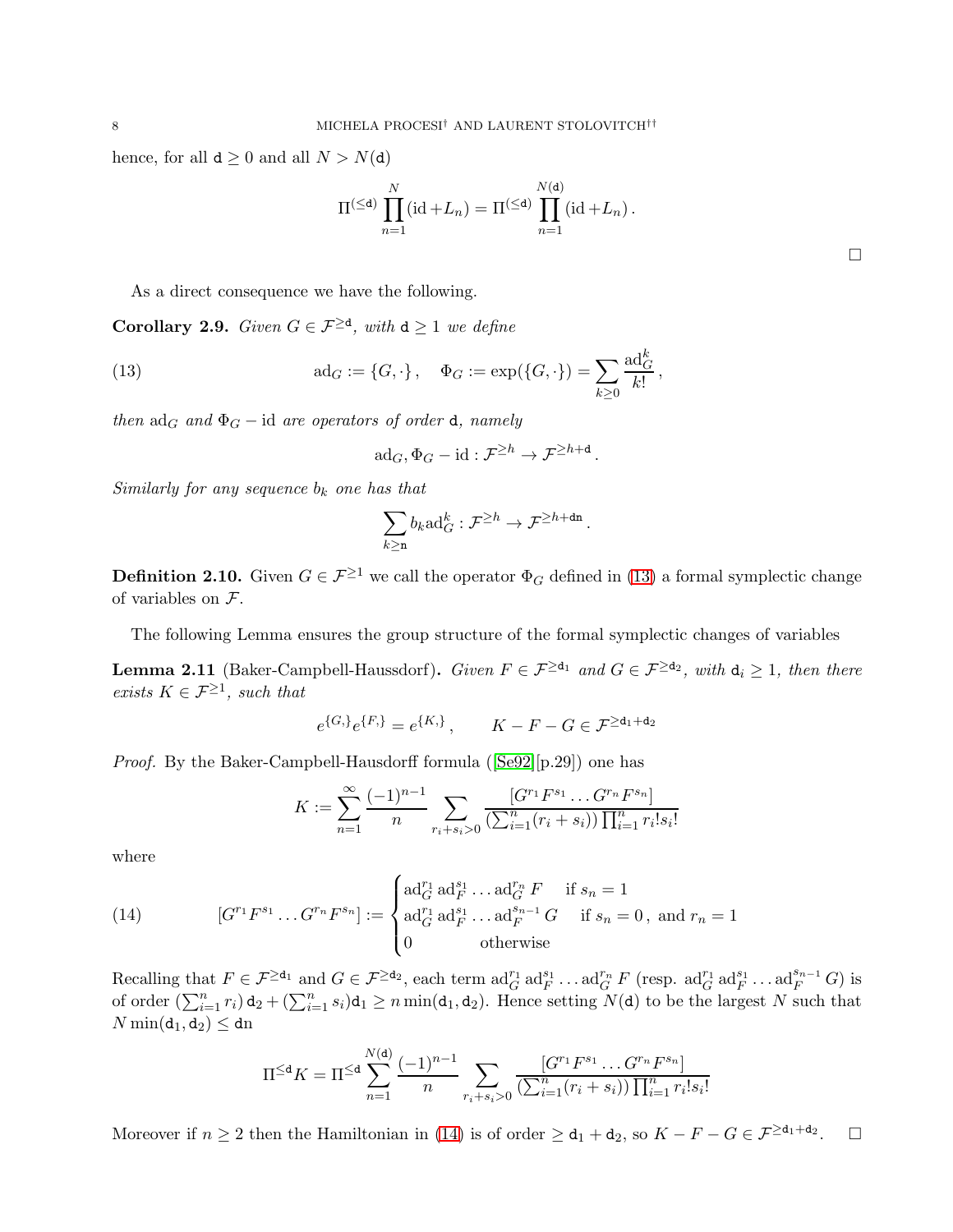hence, for all $\mathtt{d} \geq 0$ and all $N > N(\mathtt{d})$

$$\Pi^{(\leq \mathtt{d})} \prod_{n=1}^{N} (\mathrm{id} + L_n) = \Pi^{(\leq \mathtt{d})} \prod_{n=1}^{N(\mathtt{d})} (\mathrm{id} + L_n) .$$

□

As a direct consequence we have the following.

**Corollary 2.9.** *Given $G \in \mathcal{F}^{\geq \mathtt{d}}$, with $\mathtt{d} \geq 1$ we define*

$$\mathrm{ad}_G := \{G, \cdot\} , \quad \Phi_G := \exp(\{G, \cdot\}) = \sum_{k \geq 0} \frac{\mathrm{ad}_G^k}{k!} , \tag{13}$$

*then $\mathrm{ad}_G$ and $\Phi_G - \mathrm{id}$ are operators of order $\mathtt{d}$, namely*

$$\mathrm{ad}_G, \Phi_G - \mathrm{id} : \mathcal{F}^{\geq h} \to \mathcal{F}^{\geq h + \mathtt{d}} .$$

*Similarly for any sequence $b_k$ one has that*

$$\sum_{k \geq \mathtt{n}} b_k \mathrm{ad}_G^k : \mathcal{F}^{\geq h} \to \mathcal{F}^{\geq h + \mathtt{dn}} .$$

**Definition 2.10.** Given $G \in \mathcal{F}^{\geq 1}$ we call the operator $\Phi_G$ defined in (13) a formal symplectic change of variables on $\mathcal{F}$.

The following Lemma ensures the group structure of the formal symplectic changes of variables

**Lemma 2.11** (Baker-Campbell-Haussdorf)**.** *Given $F \in \mathcal{F}^{\geq \mathtt{d}_1}$ and $G \in \mathcal{F}^{\geq \mathtt{d}_2}$, with $\mathtt{d}_i \geq 1$, then there exists $K \in \mathcal{F}^{\geq 1}$, such that*

$$e^{\{G,\}} e^{\{F,\}} = e^{\{K,\}} , \qquad K - F - G \in \mathcal{F}^{\geq \mathtt{d}_1 + \mathtt{d}_2}$$

*Proof.* By the Baker-Campbell-Hausdorff formula ([Se92][p.29]) one has

$$K := \sum_{n=1}^{\infty} \frac{(-1)^{n-1}}{n} \sum_{r_i + s_i > 0} \frac{[G^{r_1} F^{s_1} \dots G^{r_n} F^{s_n}]}{(\sum_{i=1}^{n} (r_i + s_i)) \prod_{i=1}^{n} r_i! s_i!}$$

where

$$[G^{r_1} F^{s_1} \dots G^{r_n} F^{s_n}] := \begin{cases} \mathrm{ad}_G^{r_1} \mathrm{ad}_F^{s_1} \dots \mathrm{ad}_G^{r_n} F & \text{if } s_n = 1 \\ \mathrm{ad}_G^{r_1} \mathrm{ad}_F^{s_1} \dots \mathrm{ad}_F^{s_{n-1}} G & \text{if } s_n = 0 , \text{ and } r_n = 1 \\ 0 & \text{otherwise} \end{cases} \tag{14}$$

Recalling that $F \in \mathcal{F}^{\geq \mathtt{d}_1}$ and $G \in \mathcal{F}^{\geq \mathtt{d}_2}$, each term $\mathrm{ad}_G^{r_1} \mathrm{ad}_F^{s_1} \dots \mathrm{ad}_G^{r_n} F$ (resp. $\mathrm{ad}_G^{r_1} \mathrm{ad}_F^{s_1} \dots \mathrm{ad}_F^{s_{n-1}} G$) is of order $(\sum_{i=1}^{n} r_i) \mathtt{d}_2 + (\sum_{i=1}^{n} s_i) \mathtt{d}_1 \geq n \min(\mathtt{d}_1, \mathtt{d}_2)$. Hence setting $N(\mathtt{d})$ to be the largest $N$ such that $N \min(\mathtt{d}_1, \mathtt{d}_2) \leq \mathtt{dn}$

$$\Pi^{\leq \mathtt{d}} K = \Pi^{\leq \mathtt{d}} \sum_{n=1}^{N(\mathtt{d})} \frac{(-1)^{n-1}}{n} \sum_{r_i + s_i > 0} \frac{[G^{r_1} F^{s_1} \dots G^{r_n} F^{s_n}]}{(\sum_{i=1}^{n} (r_i + s_i)) \prod_{i=1}^{n} r_i! s_i!}$$

Moreover if $n \geq 2$ then the Hamiltonian in (14) is of order $\geq \mathtt{d}_1 + \mathtt{d}_2$, so $K - F - G \in \mathcal{F}^{\geq \mathtt{d}_1 + \mathtt{d}_2}$. □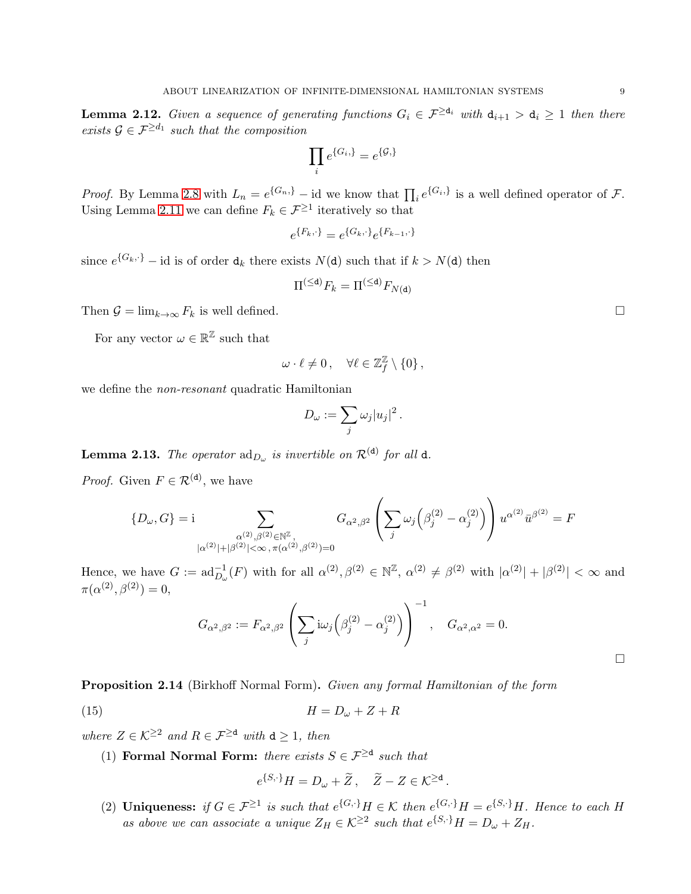**Lemma 2.12.** *Given a sequence of generating functions $G_i \in \mathcal{F}^{\geq \mathtt{d}_i}$ with $\mathtt{d}_{i+1} > \mathtt{d}_i \geq 1$ then there exists $\mathcal{G} \in \mathcal{F}^{\geq d_1}$ such that the composition*

$$\prod_i e^{\{G_i,\}} = e^{\{\mathcal{G},\}}$$

*Proof.* By Lemma 2.8 with $L_n = e^{\{G_n,\}} - \mathrm{id}$ we know that $\prod_i e^{\{G_i,\}}$ is a well defined operator of $\mathcal{F}$. Using Lemma 2.11 we can define $F_k \in \mathcal{F}^{\geq 1}$ iteratively so that

$$e^{\{F_k,\cdot\}} = e^{\{G_k,\cdot\}} e^{\{F_{k-1},\cdot\}}$$

since $e^{\{G_k,\cdot\}} - \mathrm{id}$ is of order $\mathtt{d}_k$ there exists $N(\mathtt{d})$ such that if $k > N(\mathtt{d})$ then

$$\Pi^{(\leq \mathtt{d})} F_k = \Pi^{(\leq \mathtt{d})} F_{N(\mathtt{d})}$$

Then $\mathcal{G} = \lim_{k\to\infty} F_k$ is well defined. $\square$

For any vector $\omega \in \mathbb{R}^{\mathbb{Z}}$ such that

$$\omega \cdot \ell \neq 0\,, \quad \forall \ell \in \mathbb{Z}^{\mathbb{Z}}_f \setminus \{0\}\,,$$

we define the *non-resonant* quadratic Hamiltonian

$$D_\omega := \sum_j \omega_j |u_j|^2\,.$$

**Lemma 2.13.** *The operator $\mathrm{ad}_{D_\omega}$ is invertible on $\mathcal{R}^{(\mathtt{d})}$ for all $\mathtt{d}$.*

*Proof.* Given $F \in \mathcal{R}^{(\mathtt{d})}$, we have

$$\{D_\omega, G\} = \mathrm{i} \sum_{\substack{\alpha^{(2)},\beta^{(2)} \in \mathbb{N}^{\mathbb{Z}}, \\ |\alpha^{(2)}|+|\beta^{(2)}|<\infty\,,\, \pi(\alpha^{(2)},\beta^{(2)})=0}} G_{\alpha^2,\beta^2} \left( \sum_j \omega_j \Big(\beta^{(2)}_j - \alpha^{(2)}_j\Big) \right) u^{\alpha^{(2)}} \bar{u}^{\beta^{(2)}} = F$$

Hence, we have $G := \mathrm{ad}^{-1}_{D_\omega}(F)$ with for all $\alpha^{(2)}, \beta^{(2)} \in \mathbb{N}^{\mathbb{Z}}$, $\alpha^{(2)} \neq \beta^{(2)}$ with $|\alpha^{(2)}| + |\beta^{(2)}| < \infty$ and $\pi(\alpha^{(2)}, \beta^{(2)}) = 0$,

$$G_{\alpha^2,\beta^2} := F_{\alpha^2,\beta^2} \left( \sum_j \mathrm{i}\omega_j \Big(\beta^{(2)}_j - \alpha^{(2)}_j\Big) \right)^{-1}, \quad G_{\alpha^2,\alpha^2} = 0.$$

$\square$

**Proposition 2.14** (Birkhoff Normal Form)**.** *Given any formal Hamiltonian of the form*

$$H = D_\omega + Z + R \tag{15}$$

*where $Z \in \mathcal{K}^{\geq 2}$ and $R \in \mathcal{F}^{\geq \mathtt{d}}$ with $\mathtt{d} \geq 1$, then*

1. **Formal Normal Form:** *there exists $S \in \mathcal{F}^{\geq \mathtt{d}}$ such that*
$$e^{\{S,\cdot\}} H = D_\omega + \widetilde{Z}\,, \quad \widetilde{Z} - Z \in \mathcal{K}^{\geq \mathtt{d}}\,.$$
2. **Uniqueness:** *if $G \in \mathcal{F}^{\geq 1}$ is such that $e^{\{G,\cdot\}} H \in \mathcal{K}$ then $e^{\{G,\cdot\}} H = e^{\{S,\cdot\}} H$. Hence to each $H$ as above we can associate a unique $Z_H \in \mathcal{K}^{\geq 2}$ such that $e^{\{S,\cdot\}} H = D_\omega + Z_H$.*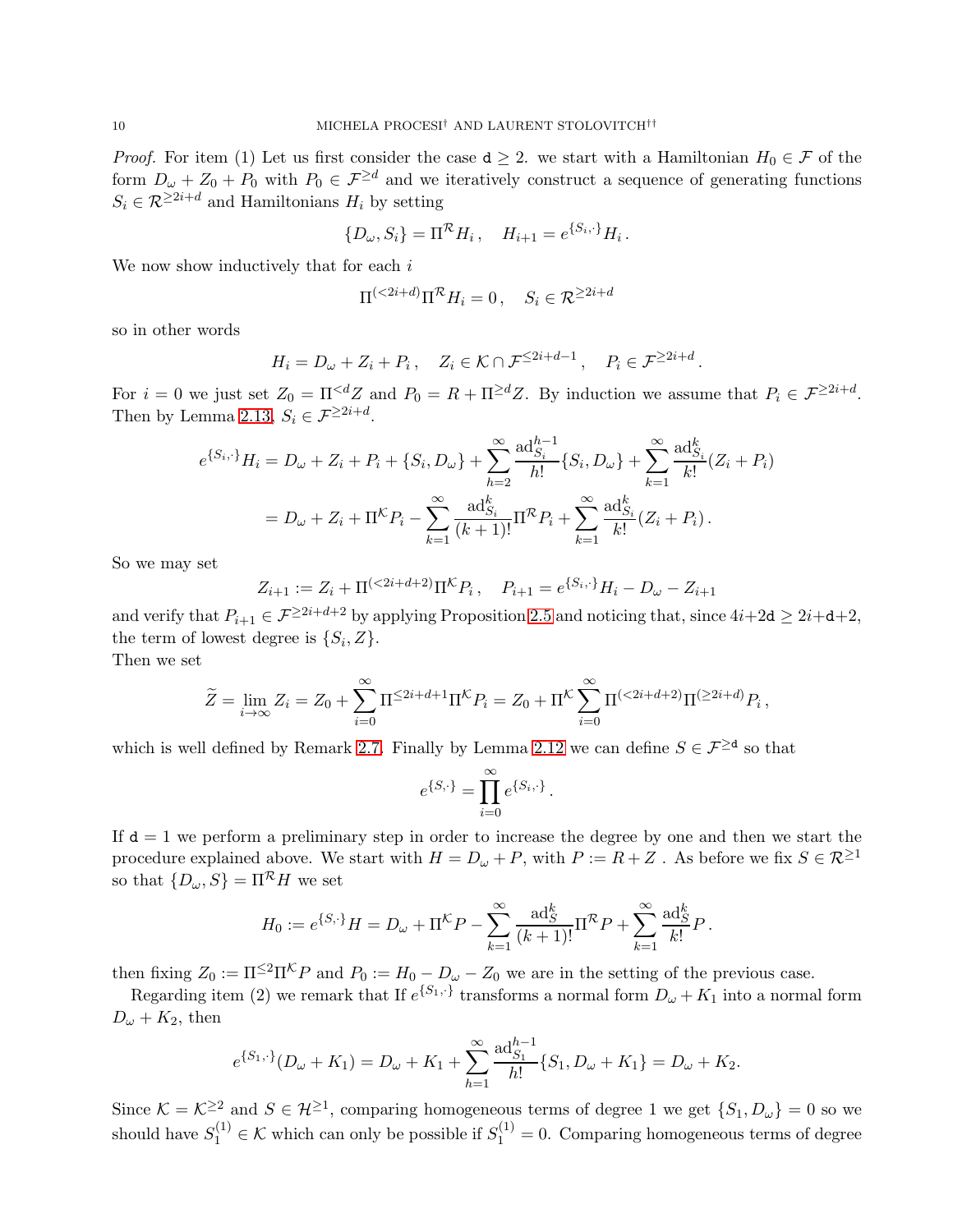*Proof.* For item (1) Let us first consider the case $\mathtt{d} \geq 2$. we start with a Hamiltonian $H_0 \in \mathcal{F}$ of the form $D_\omega + Z_0 + P_0$ with $P_0 \in \mathcal{F}^{\geq d}$ and we iteratively construct a sequence of generating functions $S_i \in \mathcal{R}^{\geq 2i+d}$ and Hamiltonians $H_i$ by setting

$$\{D_\omega, S_i\} = \Pi^{\mathcal{R}} H_i\,, \quad H_{i+1} = e^{\{S_i,\cdot\}} H_i\,.$$

We now show inductively that for each $i$

$$\Pi^{(<2i+d)}\Pi^{\mathcal{R}} H_i = 0\,, \quad S_i \in \mathcal{R}^{\geq 2i+d}$$

so in other words

$$H_i = D_\omega + Z_i + P_i\,, \quad Z_i \in \mathcal{K} \cap \mathcal{F}^{\leq 2i+d-1}\,, \quad P_i \in \mathcal{F}^{\geq 2i+d}\,.$$

For $i = 0$ we just set $Z_0 = \Pi^{<d} Z$ and $P_0 = R + \Pi^{\geq d} Z$. By induction we assume that $P_i \in \mathcal{F}^{\geq 2i+d}$. Then by Lemma 2.13, $S_i \in \mathcal{F}^{\geq 2i+d}$.

$$\begin{aligned} e^{\{S_i,\cdot\}} H_i &= D_\omega + Z_i + P_i + \{S_i, D_\omega\} + \sum_{h=2}^{\infty} \frac{\mathrm{ad}_{S_i}^{h-1}}{h!}\{S_i, D_\omega\} + \sum_{k=1}^{\infty} \frac{\mathrm{ad}_{S_i}^{k}}{k!}(Z_i + P_i) \\ &= D_\omega + Z_i + \Pi^{\mathcal{K}} P_i - \sum_{k=1}^{\infty} \frac{\mathrm{ad}_{S_i}^{k}}{(k+1)!}\Pi^{\mathcal{R}} P_i + \sum_{k=1}^{\infty} \frac{\mathrm{ad}_{S_i}^{k}}{k!}(Z_i + P_i)\,. \end{aligned}$$

So we may set

$$Z_{i+1} := Z_i + \Pi^{(<2i+d+2)}\Pi^{\mathcal{K}} P_i\,, \quad P_{i+1} = e^{\{S_i,\cdot\}} H_i - D_\omega - Z_{i+1}$$

and verify that $P_{i+1} \in \mathcal{F}^{\geq 2i+d+2}$ by applying Proposition 2.5 and noticing that, since $4i+2\mathtt{d} \geq 2i+\mathtt{d}+2$, the term of lowest degree is $\{S_i, Z\}$.

Then we set

$$\widetilde{Z} = \lim_{i\to\infty} Z_i = Z_0 + \sum_{i=0}^{\infty} \Pi^{\leq 2i+d+1}\Pi^{\mathcal{K}} P_i = Z_0 + \Pi^{\mathcal{K}} \sum_{i=0}^{\infty} \Pi^{(<2i+d+2)}\Pi^{(\geq 2i+d)} P_i\,,$$

which is well defined by Remark 2.7. Finally by Lemma 2.12 we can define $S \in \mathcal{F}^{\geq \mathtt{d}}$ so that

$$e^{\{S,\cdot\}} = \prod_{i=0}^{\infty} e^{\{S_i,\cdot\}}\,.$$

If $\mathtt{d} = 1$ we perform a preliminary step in order to increase the degree by one and then we start the procedure explained above. We start with $H = D_\omega + P$, with $P := R + Z$ . As before we fix $S \in \mathcal{R}^{\geq 1}$ so that $\{D_\omega, S\} = \Pi^{\mathcal{R}} H$ we set

$$H_0 := e^{\{S,\cdot\}} H = D_\omega + \Pi^{\mathcal{K}} P - \sum_{k=1}^{\infty} \frac{\mathrm{ad}_{S}^{k}}{(k+1)!}\Pi^{\mathcal{R}} P + \sum_{k=1}^{\infty} \frac{\mathrm{ad}_{S}^{k}}{k!} P\,.$$

then fixing $Z_0 := \Pi^{\leq 2}\Pi^{\mathcal{K}} P$ and $P_0 := H_0 - D_\omega - Z_0$ we are in the setting of the previous case.

Regarding item (2) we remark that If $e^{\{S_1,\cdot\}}$ transforms a normal form $D_\omega + K_1$ into a normal form $D_\omega + K_2$, then

$$e^{\{S_1,\cdot\}}(D_\omega + K_1) = D_\omega + K_1 + \sum_{h=1}^{\infty} \frac{\mathrm{ad}_{S_1}^{h-1}}{h!}\{S_1, D_\omega + K_1\} = D_\omega + K_2.$$

Since $\mathcal{K} = \mathcal{K}^{\geq 2}$ and $S \in \mathcal{H}^{\geq 1}$, comparing homogeneous terms of degree 1 we get $\{S_1, D_\omega\} = 0$ so we should have $S_1^{(1)} \in \mathcal{K}$ which can only be possible if $S_1^{(1)} = 0$. Comparing homogeneous terms of degree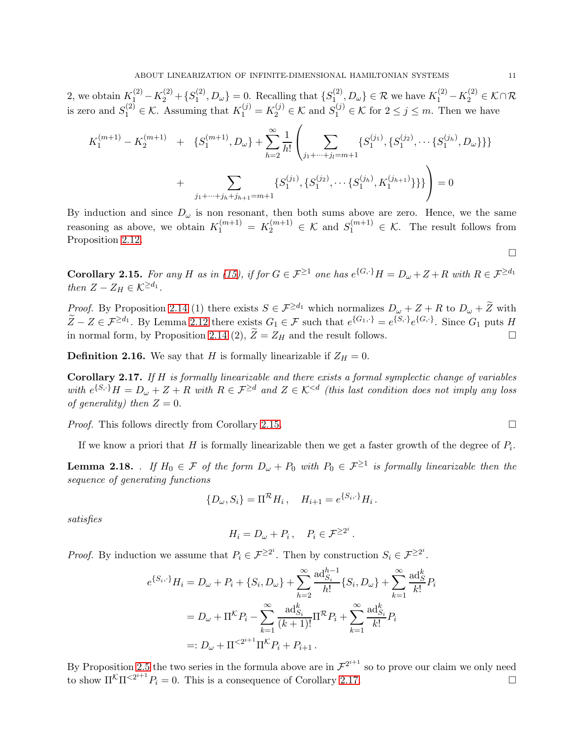2, we obtain $K_1^{(2)} - K_2^{(2)} + \{S_1^{(2)}, D_\omega\} = 0$. Recalling that $\{S_1^{(2)}, D_\omega\} \in \mathcal{R}$ we have $K_1^{(2)} - K_2^{(2)} \in \mathcal{K} \cap \mathcal{R}$ is zero and $S_1^{(2)} \in \mathcal{K}$. Assuming that $K_1^{(j)} = K_2^{(j)} \in \mathcal{K}$ and $S_1^{(j)} \in \mathcal{K}$ for $2 \le j \le m$. Then we have

$$
\begin{aligned}
K_1^{(m+1)} - K_2^{(m+1)} \quad &+ \quad \{S_1^{(m+1)}, D_\omega\} + \sum_{h=2}^{\infty} \frac{1}{h!} \left( \sum_{j_1 + \cdots + j_l = m+1} \{S_1^{(j_1)}, \{S_1^{(j_2)}, \cdots \{S_1^{(j_h)}, D_\omega\}\}\} \right. \\
&+ \quad \left. \sum_{j_1 + \cdots + j_h + j_{h+1} = m+1} \{S_1^{(j_1)}, \{S_1^{(j_2)}, \cdots \{S_1^{(j_h)}, K_1^{(j_{h+1})}\}\}\} \right) = 0
\end{aligned}
$$

By induction and since $D_\omega$ is non resonant, then both sums above are zero. Hence, we the same reasoning as above, we obtain $K_1^{(m+1)} = K_2^{(m+1)} \in \mathcal{K}$ and $S_1^{(m+1)} \in \mathcal{K}$. The result follows from Proposition 2.12.

∎

**Corollary 2.15.** *For any $H$ as in (15), if for $G \in \mathcal{F}^{\ge 1}$ one has $e^{\{G,\cdot\}}H = D_\omega + Z + R$ with $R \in \mathcal{F}^{\ge d_1}$ then $Z - Z_H \in \mathcal{K}^{\ge d_1}$.*

*Proof.* By Proposition 2.14 (1) there exists $S \in \mathcal{F}^{\ge d_1}$ which normalizes $D_\omega + Z + R$ to $D_\omega + \widetilde{Z}$ with $\widetilde{Z} - Z \in \mathcal{F}^{\ge d_1}$. By Lemma 2.12 there exists $G_1 \in \mathcal{F}$ such that $e^{\{G_1,\cdot\}} = e^{\{S,\cdot\}} e^{\{G,\cdot\}}$. Since $G_1$ puts $H$ in normal form, by Proposition 2.14 (2), $\widetilde{Z} = Z_H$ and the result follows. ∎

**Definition 2.16.** We say that $H$ is formally linearizable if $Z_H = 0$.

**Corollary 2.17.** *If $H$ is formally linearizable and there exists a formal symplectic change of variables with $e^{\{S,\cdot\}}H = D_\omega + Z + R$ with $R \in \mathcal{F}^{\ge d}$ and $Z \in \mathcal{K}^{<d}$ (this last condition does not imply any loss of generality) then $Z = 0$.*

*Proof.* This follows directly from Corollary 2.15. ∎

If we know a priori that $H$ is formally linearizable then we get a faster growth of the degree of $P_i$.

**Lemma 2.18.** . *If $H_0 \in \mathcal{F}$ of the form $D_\omega + P_0$ with $P_0 \in \mathcal{F}^{\ge 1}$ is formally linearizable then the sequence of generating functions*

$$
\{D_\omega, S_i\} = \Pi^{\mathcal{R}} H_i \,, \quad H_{i+1} = e^{\{S_i,\cdot\}} H_i \,.
$$

*satisfies*

$$
H_i = D_\omega + P_i \,, \quad P_i \in \mathcal{F}^{\ge 2^i} \,.
$$

*Proof.* By induction we assume that $P_i \in \mathcal{F}^{\ge 2^i}$. Then by construction $S_i \in \mathcal{F}^{\ge 2^i}$.

$$
\begin{aligned}
e^{\{S_i,\cdot\}} H_i &= D_\omega + P_i + \{S_i, D_\omega\} + \sum_{h=2}^{\infty} \frac{\mathrm{ad}_{S_i}^{h-1}}{h!} \{S_i, D_\omega\} + \sum_{k=1}^{\infty} \frac{\mathrm{ad}_S^k}{k!} P_i \\
&= D_\omega + \Pi^{\mathcal{K}} P_i - \sum_{k=1}^{\infty} \frac{\mathrm{ad}_{S_i}^k}{(k+1)!} \Pi^{\mathcal{R}} P_i + \sum_{k=1}^{\infty} \frac{\mathrm{ad}_{S_i}^k}{k!} P_i \\
&=: D_\omega + \Pi^{<2^{i+1}} \Pi^{\mathcal{K}} P_i + P_{i+1} \,.
\end{aligned}
$$

By Proposition 2.5 the two series in the formula above are in $\mathcal{F}^{2^{i+1}}$ so to prove our claim we only need to show $\Pi^{\mathcal{K}} \Pi^{<2^{i+1}} P_i = 0$. This is a consequence of Corollary 2.17. ∎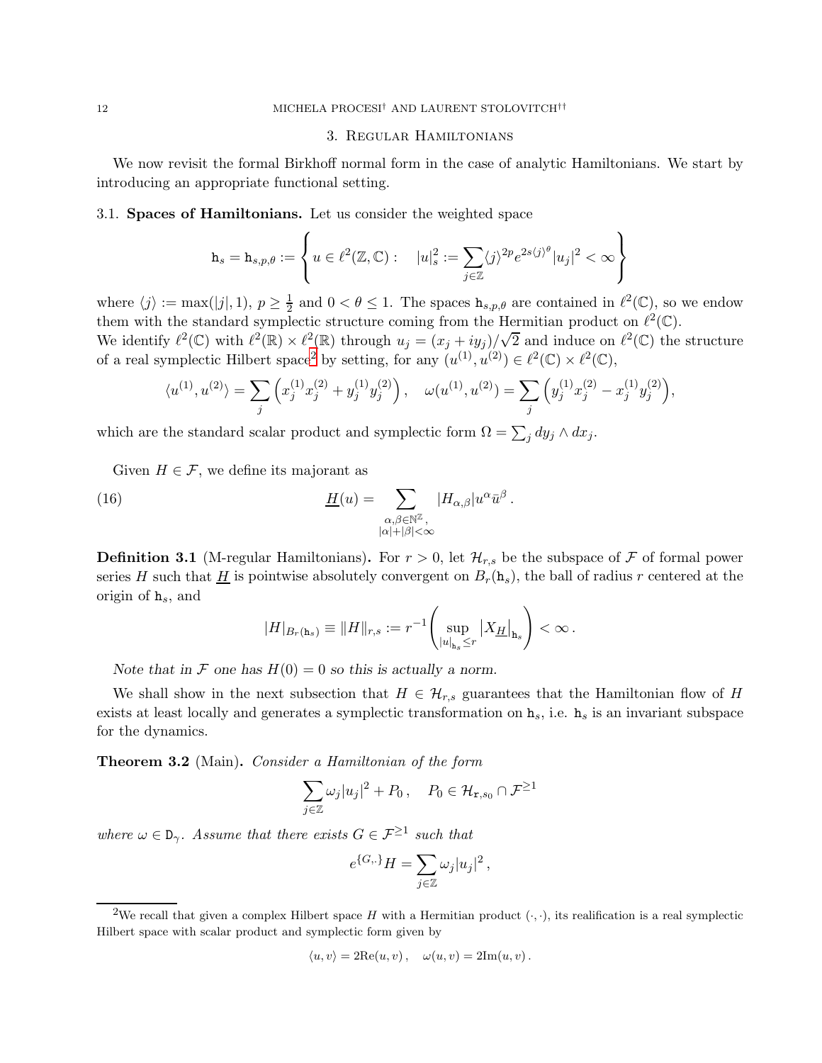## 3. Regular Hamiltonians

We now revisit the formal Birkhoff normal form in the case of analytic Hamiltonians. We start by introducing an appropriate functional setting.

### 3.1. Spaces of Hamiltonians.

Let us consider the weighted space

$$
\mathtt{h}_s = \mathtt{h}_{s,p,\theta} := \left\{ u \in \ell^2(\mathbb{Z}, \mathbb{C}) : \quad |u|_s^2 := \sum_{j\in\mathbb{Z}} \langle j \rangle^{2p} e^{2s\langle j\rangle^\theta} |u_j|^2 < \infty \right\}
$$

where $\langle j \rangle := \max(|j|, 1)$, $p \geq \frac{1}{2}$ and $0 < \theta \leq 1$. The spaces $\mathtt{h}_{s,p,\theta}$ are contained in $\ell^2(\mathbb{C})$, so we endow them with the standard symplectic structure coming from the Hermitian product on $\ell^2(\mathbb{C})$.

We identify $\ell^2(\mathbb{C})$ with $\ell^2(\mathbb{R}) \times \ell^2(\mathbb{R})$ through $u_j = (x_j + iy_j)/\sqrt{2}$ and induce on $\ell^2(\mathbb{C})$ the structure of a real symplectic Hilbert space[2] by setting, for any $(u^{(1)}, u^{(2)}) \in \ell^2(\mathbb{C}) \times \ell^2(\mathbb{C})$,

$$
\langle u^{(1)}, u^{(2)} \rangle = \sum_j \left( x_j^{(1)} x_j^{(2)} + y_j^{(1)} y_j^{(2)} \right), \quad \omega(u^{(1)}, u^{(2)}) = \sum_j \left( y_j^{(1)} x_j^{(2)} - x_j^{(1)} y_j^{(2)} \right),
$$

which are the standard scalar product and symplectic form $\Omega = \sum_j dy_j \wedge dx_j$.

Given $H \in \mathcal{F}$, we define its majorant as

$$
\underline{H}(u) = \sum_{\substack{\alpha,\beta\in\mathbb{N}^{\mathbb{Z}}, \\ |\alpha|+|\beta|<\infty}} |H_{\alpha,\beta}| u^\alpha \bar{u}^\beta \,. \tag{16}
$$

**Definition 3.1** (M-regular Hamiltonians). For $r > 0$, let $\mathcal{H}_{r,s}$ be the subspace of $\mathcal{F}$ of formal power series $H$ such that $\underline{H}$ is pointwise absolutely convergent on $B_r(\mathtt{h}_s)$, the ball of radius $r$ centered at the origin of $\mathtt{h}_s$, and

$$
|H|_{B_r(\mathtt{h}_s)} \equiv \|H\|_{r,s} := r^{-1} \left( \sup_{|u|_{\mathtt{h}_s} \leq r} \left| X_{\underline{H}} \right|_{\mathtt{h}_s} \right) < \infty \,.
$$

*Note that in $\mathcal{F}$ one has $H(0) = 0$ so this is actually a norm.*

We shall show in the next subsection that $H \in \mathcal{H}_{r,s}$ guarantees that the Hamiltonian flow of $H$ exists at least locally and generates a symplectic transformation on $\mathtt{h}_s$, i.e. $\mathtt{h}_s$ is an invariant subspace for the dynamics.

**Theorem 3.2** (Main). *Consider a Hamiltonian of the form*

$$
\sum_{j\in\mathbb{Z}} \omega_j |u_j|^2 + P_0 \,, \quad P_0 \in \mathcal{H}_{\mathtt{r},s_0} \cap \mathcal{F}^{\geq 1}
$$

*where $\omega \in \mathtt{D}_\gamma$. Assume that there exists $G \in \mathcal{F}^{\geq 1}$ such that*

$$
e^{\{G,\cdot\}} H = \sum_{j\in\mathbb{Z}} \omega_j |u_j|^2 \,,
$$

[2] We recall that given a complex Hilbert space $H$ with a Hermitian product $(\cdot,\cdot)$, its realification is a real symplectic Hilbert space with scalar product and symplectic form given by

$$
\langle u, v \rangle = 2\mathrm{Re}(u, v) \,, \quad \omega(u, v) = 2\mathrm{Im}(u, v) \,.
$$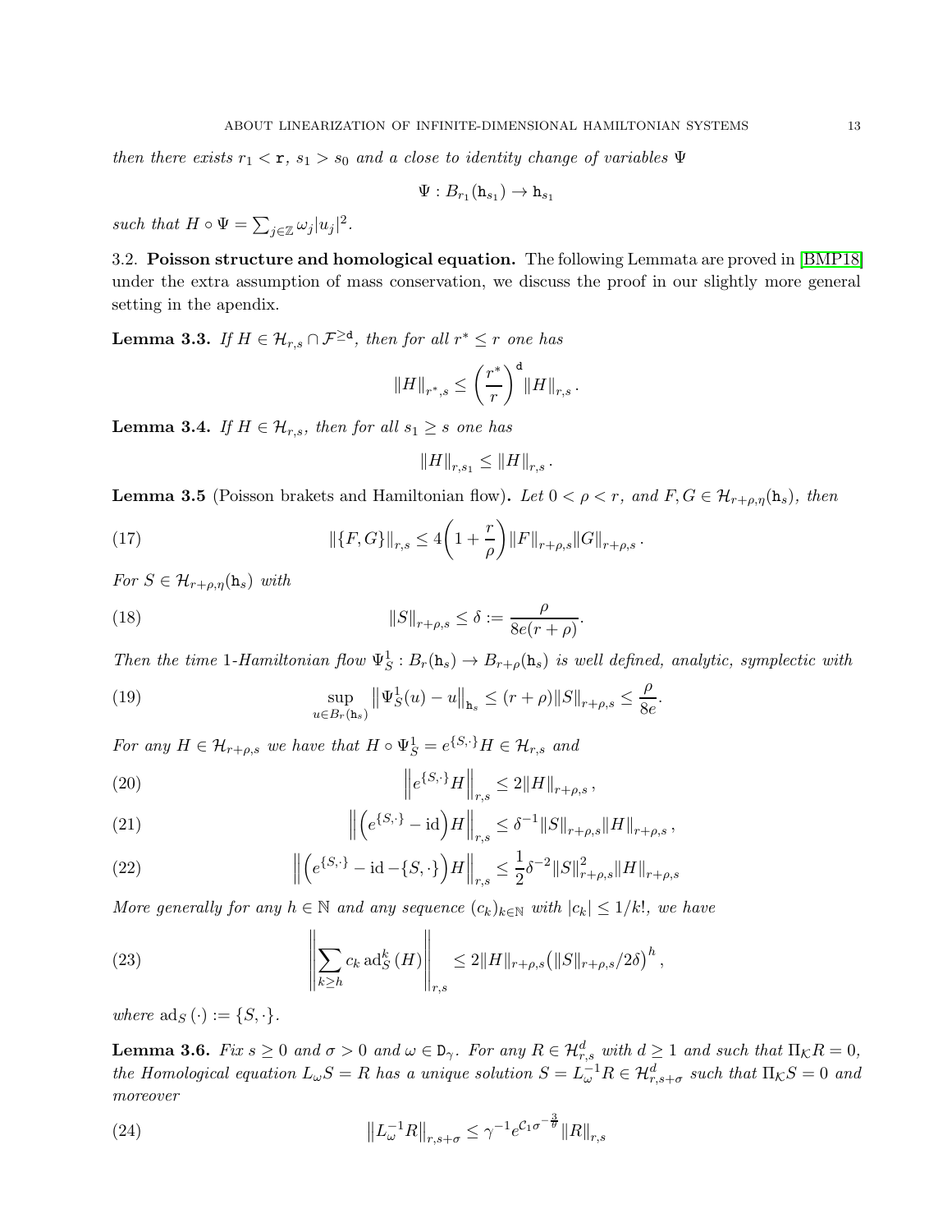*then there exists* $r_1 < \mathtt{r}$*,* $s_1 > s_0$ *and a close to identity change of variables* $\Psi$

$$\Psi : B_{r_1}(\mathtt{h}_{s_1}) \to \mathtt{h}_{s_1}$$

*such that* $H \circ \Psi = \sum_{j\in\mathbb{Z}} \omega_j |u_j|^2$*.*

### 3.2. Poisson structure and homological equation.

The following Lemmata are proved in [BMP18] under the extra assumption of mass conservation, we discuss the proof in our slightly more general setting in the apendix.

**Lemma 3.3.** *If* $H \in \mathcal{H}_{r,s} \cap \mathcal{F}^{\geq \mathtt{d}}$*, then for all* $r^* \leq r$ *one has*

$$\|H\|_{r^*,s} \leq \left(\frac{r^*}{r}\right)^{\mathtt{d}} \|H\|_{r,s}.$$

**Lemma 3.4.** *If* $H \in \mathcal{H}_{r,s}$*, then for all* $s_1 \geq s$ *one has*

$$\|H\|_{r,s_1} \leq \|H\|_{r,s}.$$

**Lemma 3.5** (Poisson brakets and Hamiltonian flow)**.** *Let* $0 < \rho < r$*, and* $F, G \in \mathcal{H}_{r+\rho,\eta}(\mathtt{h}_s)$*, then*

$$\|\{F,G\}\|_{r,s} \leq 4\left(1 + \frac{r}{\rho}\right)\|F\|_{r+\rho,s}\|G\|_{r+\rho,s}. \tag{17}$$

*For* $S \in \mathcal{H}_{r+\rho,\eta}(\mathtt{h}_s)$ *with*

$$\|S\|_{r+\rho,s} \leq \delta := \frac{\rho}{8e(r+\rho)}. \tag{18}$$

*Then the time 1-Hamiltonian flow* $\Psi^1_S : B_r(\mathtt{h}_s) \to B_{r+\rho}(\mathtt{h}_s)$ *is well defined, analytic, symplectic with*

$$\sup_{u\in B_r(\mathtt{h}_s)} \left\|\Psi^1_S(u) - u\right\|_{\mathtt{h}_s} \leq (r+\rho)\|S\|_{r+\rho,s} \leq \frac{\rho}{8e}. \tag{19}$$

*For any* $H \in \mathcal{H}_{r+\rho,s}$ *we have that* $H \circ \Psi^1_S = e^{\{S,\cdot\}}H \in \mathcal{H}_{r,s}$ *and*

$$\left\|e^{\{S,\cdot\}}H\right\|_{r,s} \leq 2\|H\|_{r+\rho,s}, \tag{20}$$

$$\left\|\left(e^{\{S,\cdot\}} - \mathrm{id}\right)H\right\|_{r,s} \leq \delta^{-1}\|S\|_{r+\rho,s}\|H\|_{r+\rho,s}, \tag{21}$$

$$\left\|\left(e^{\{S,\cdot\}} - \mathrm{id} - \{S,\cdot\}\right)H\right\|_{r,s} \leq \frac{1}{2}\delta^{-2}\|S\|^2_{r+\rho,s}\|H\|_{r+\rho,s} \tag{22}$$

*More generally for any* $h \in \mathbb{N}$ *and any sequence* $(c_k)_{k\in\mathbb{N}}$ *with* $|c_k| \leq 1/k!$*, we have*

$$\left\|\sum_{k\geq h} c_k \,\mathrm{ad}^k_S(H)\right\|_{r,s} \leq 2\|H\|_{r+\rho,s}\big(\|S\|_{r+\rho,s}/2\delta\big)^h, \tag{23}$$

*where* $\mathrm{ad}_S(\cdot) := \{S,\cdot\}$*.*

**Lemma 3.6.** *Fix* $s \geq 0$ *and* $\sigma > 0$ *and* $\omega \in \mathtt{D}_\gamma$*. For any* $R \in \mathcal{H}^d_{r,s}$ *with* $d \geq 1$ *and such that* $\Pi_{\mathcal{K}} R = 0$*, the Homological equation* $L_\omega S = R$ *has a unique solution* $S = L^{-1}_\omega R \in \mathcal{H}^d_{r,s+\sigma}$ *such that* $\Pi_{\mathcal{K}} S = 0$ *and moreover*

$$\left\|L^{-1}_\omega R\right\|_{r,s+\sigma} \leq \gamma^{-1} e^{\mathcal{C}_1 \sigma^{-\frac{3}{\theta}}}\|R\|_{r,s} \tag{24}$$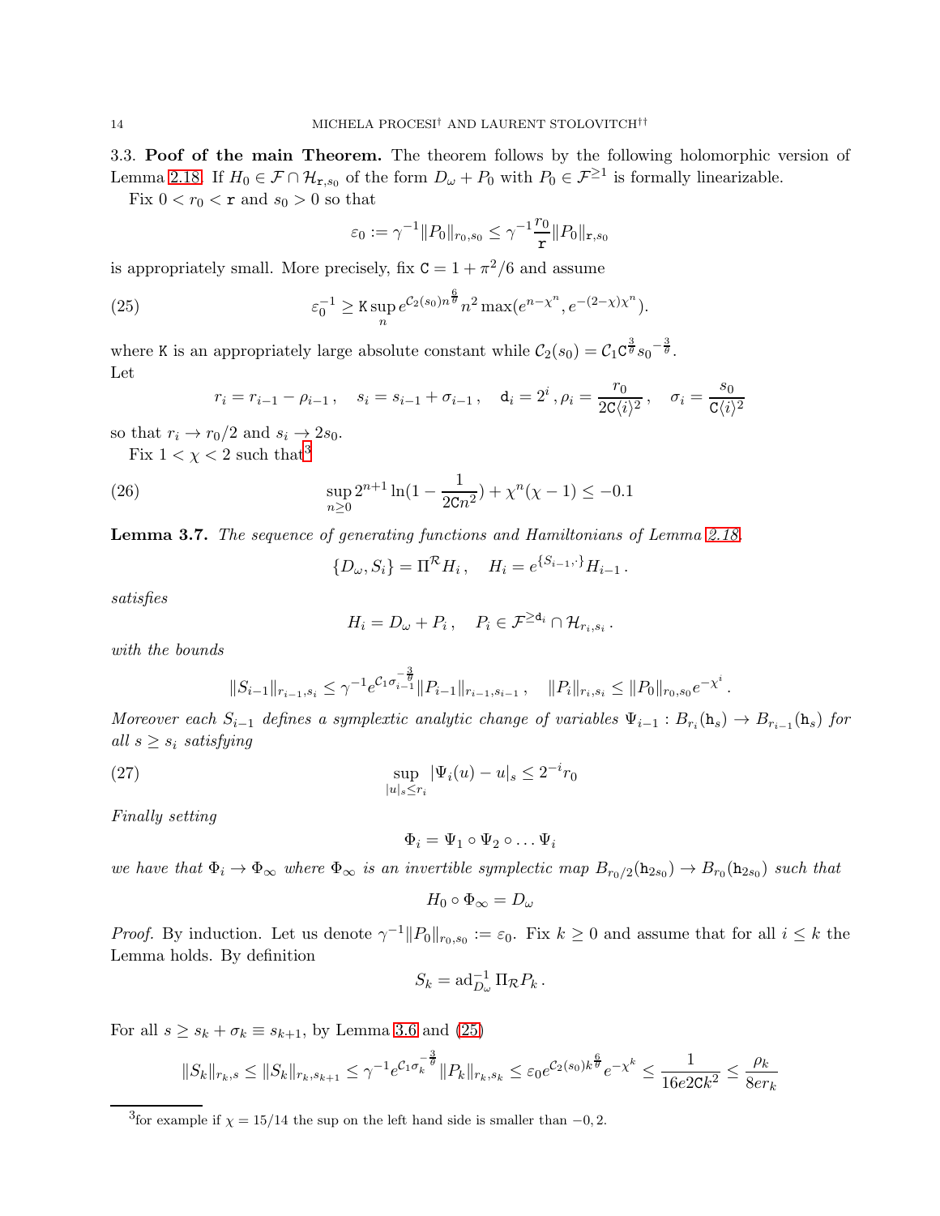### 3.3. Poof of the main Theorem.

The theorem follows by the following holomorphic version of Lemma 2.18. If $H_0 \in \mathcal{F} \cap \mathcal{H}_{\mathtt{r},s_0}$ of the form $D_\omega + P_0$ with $P_0 \in \mathcal{F}^{\geq 1}$ is formally linearizable.

Fix $0 < r_0 < \mathtt{r}$ and $s_0 > 0$ so that

$$\varepsilon_0 := \gamma^{-1} \|P_0\|_{r_0,s_0} \leq \gamma^{-1} \frac{r_0}{\mathtt{r}} \|P_0\|_{\mathtt{r},s_0}$$

is appropriately small. More precisely, fix $\mathtt{C} = 1 + \pi^2/6$ and assume

$$\varepsilon_0^{-1} \geq \mathtt{K} \sup_n e^{\mathcal{C}_2(s_0) n^{\frac{6}{\theta}}} n^2 \max(e^{n - \chi^n}, e^{-(2-\chi)\chi^n}). \tag{25}$$

where $\mathtt{K}$ is an appropriately large absolute constant while $\mathcal{C}_2(s_0) = \mathcal{C}_1 \mathtt{C}^{\frac{3}{\theta}} s_0^{-\frac{3}{\theta}}$.
Let

$$r_i = r_{i-1} - \rho_{i-1}, \quad s_i = s_{i-1} + \sigma_{i-1}, \quad \mathtt{d}_i = 2^i, \rho_i = \frac{r_0}{2\mathtt{C}\langle i \rangle^2}, \quad \sigma_i = \frac{s_0}{\mathtt{C}\langle i \rangle^2}$$

so that $r_i \to r_0/2$ and $s_i \to 2s_0$.

Fix $1 < \chi < 2$ such that[3]

$$\sup_{n \geq 0} 2^{n+1} \ln(1 - \frac{1}{2\mathtt{C}n^2}) + \chi^n(\chi - 1) \leq -0.1 \tag{26}$$

**Lemma 3.7.** *The sequence of generating functions and Hamiltonians of Lemma 2.18,*

$$\{D_\omega, S_i\} = \Pi^{\mathcal{R}} H_i, \quad H_i = e^{\{S_{i-1}, \cdot\}} H_{i-1}.$$

*satisfies*

$$H_i = D_\omega + P_i, \quad P_i \in \mathcal{F}^{\geq \mathtt{d}_i} \cap \mathcal{H}_{r_i,s_i}.$$

*with the bounds*

$$\|S_{i-1}\|_{r_{i-1},s_i} \leq \gamma^{-1} e^{\mathcal{C}_1 \sigma_{i-1}^{-\frac{3}{\theta}}} \|P_{i-1}\|_{r_{i-1},s_{i-1}}, \quad \|P_i\|_{r_i,s_i} \leq \|P_0\|_{r_0,s_0} e^{-\chi^i}.$$

*Moreover each $S_{i-1}$ defines a symplextic analytic change of variables $\Psi_{i-1} : B_{r_i}(\mathtt{h}_s) \to B_{r_{i-1}}(\mathtt{h}_s)$ for all $s \geq s_i$ satisfying*

$$\sup_{|u|_s \leq r_i} |\Psi_i(u) - u|_s \leq 2^{-i} r_0 \tag{27}$$

*Finally setting*

$$\Phi_i = \Psi_1 \circ \Psi_2 \circ \ldots \Psi_i$$

*we have that $\Phi_i \to \Phi_\infty$ where $\Phi_\infty$ is an invertible symplectic map $B_{r_0/2}(\mathtt{h}_{2s_0}) \to B_{r_0}(\mathtt{h}_{2s_0})$ such that*

$$H_0 \circ \Phi_\infty = D_\omega$$

*Proof.* By induction. Let us denote $\gamma^{-1} \|P_0\|_{r_0,s_0} := \varepsilon_0$. Fix $k \geq 0$ and assume that for all $i \leq k$ the Lemma holds. By definition

$$S_k = \mathrm{ad}_{D_\omega}^{-1} \Pi_{\mathcal{R}} P_k.$$

For all $s \geq s_k + \sigma_k \equiv s_{k+1}$, by Lemma 3.6 and (25)

$$\|S_k\|_{r_k,s} \leq \|S_k\|_{r_k,s_{k+1}} \leq \gamma^{-1} e^{\mathcal{C}_1 \sigma_k^{-\frac{3}{\theta}}} \|P_k\|_{r_k,s_k} \leq \varepsilon_0 e^{\mathcal{C}_2(s_0) k^{\frac{6}{\theta}}} e^{-\chi^k} \leq \frac{1}{16e2\mathtt{C}k^2} \leq \frac{\rho_k}{8er_k}$$

[3] for example if $\chi = 15/14$ the sup on the left hand side is smaller than $-0,2$.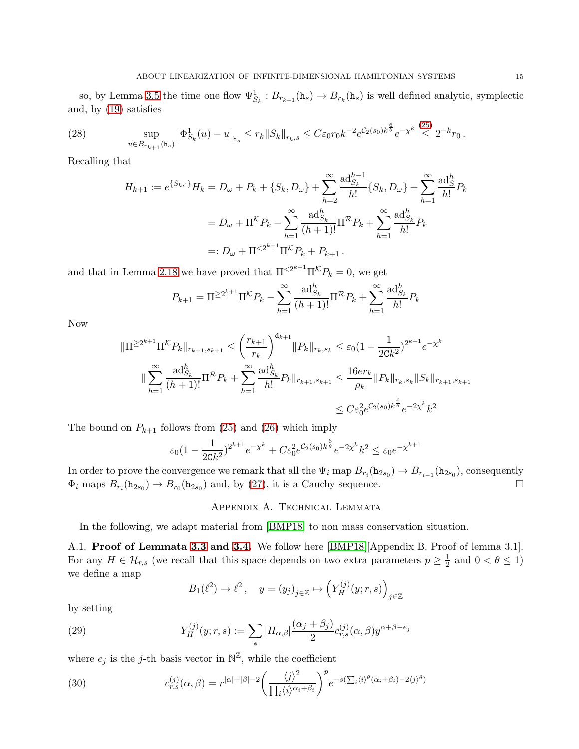so, by Lemma 3.5 the time one flow $\Psi^1_{S_k} : B_{r_{k+1}}(\mathtt{h}_s) \to B_{r_k}(\mathtt{h}_s)$ is well defined analytic, symplectic and, by (19) satisfies

$$\sup_{u \in B_{r_{k+1}}(\mathtt{h}_s)} \left|\Phi^1_{S_k}(u) - u\right|_{\mathtt{h}_s} \le r_k \|S_k\|_{r_k,s} \le C\varepsilon_0 r_0 k^{-2} e^{\mathcal{C}_2(s_0)k^{\frac{6}{\theta}}} e^{-\chi^k} \overset{(25)}{\le} 2^{-k} r_0 \,. \tag{28}$$

Recalling that

$$\begin{aligned}
H_{k+1} := e^{\{S_k,\cdot\}} H_k &= D_\omega + P_k + \{S_k, D_\omega\} + \sum_{h=2}^{\infty} \frac{\mathrm{ad}^{h-1}_{S_k}}{h!}\{S_k, D_\omega\} + \sum_{h=1}^{\infty} \frac{\mathrm{ad}^h_S}{h!} P_k \\
&= D_\omega + \Pi^{\mathcal{K}} P_k - \sum_{h=1}^{\infty} \frac{\mathrm{ad}^h_{S_k}}{(h+1)!}\Pi^{\mathcal{R}} P_k + \sum_{h=1}^{\infty} \frac{\mathrm{ad}^h_{S_k}}{h!} P_k \\
&=: D_\omega + \Pi^{<2^{k+1}} \Pi^{\mathcal{K}} P_k + P_{k+1} \,.
\end{aligned}$$

and that in Lemma 2.18 we have proved that $\Pi^{<2^{k+1}}\Pi^{\mathcal{K}} P_k = 0$, we get

$$P_{k+1} = \Pi^{\ge 2^{k+1}} \Pi^{\mathcal{K}} P_k - \sum_{h=1}^{\infty} \frac{\mathrm{ad}^h_{S_k}}{(h+1)!}\Pi^{\mathcal{R}} P_k + \sum_{h=1}^{\infty} \frac{\mathrm{ad}^h_{S_k}}{h!} P_k$$

Now

$$\begin{aligned}
\|\Pi^{\ge 2^{k+1}} \Pi^{\mathcal{K}} P_k\|_{r_{k+1},s_{k+1}} &\le \left(\frac{r_{k+1}}{r_k}\right)^{\mathtt{d}_{k+1}} \|P_k\|_{r_k,s_k} \le \varepsilon_0 \Big(1 - \frac{1}{2\mathtt{C}k^2}\Big)^{2^{k+1}} e^{-\chi^k} \\
\Big\|\sum_{h=1}^{\infty} \frac{\mathrm{ad}^h_{S_k}}{(h+1)!}\Pi^{\mathcal{R}} P_k + \sum_{h=1}^{\infty} \frac{\mathrm{ad}^h_{S_k}}{h!} P_k\Big\|_{r_{k+1},s_{k+1}} &\le \frac{16 e r_k}{\rho_k} \|P_k\|_{r_k,s_k} \|S_k\|_{r_{k+1},s_{k+1}} \\
&\le C\varepsilon_0^2 e^{\mathcal{C}_2(s_0)k^{\frac{6}{\theta}}} e^{-2\chi^k} k^2
\end{aligned}$$

The bound on $P_{k+1}$ follows from (25) and (26) which imply

$$\varepsilon_0 \Big(1 - \frac{1}{2\mathtt{C}k^2}\Big)^{2^{k+1}} e^{-\chi^k} + C\varepsilon_0^2 e^{\mathcal{C}_2(s_0)k^{\frac{6}{\theta}}} e^{-2\chi^k} k^2 \le \varepsilon_0 e^{-\chi^{k+1}}$$

In order to prove the convergence we remark that all the $\Psi_i$ map $B_{r_i}(\mathtt{h}_{2s_0}) \to B_{r_{i-1}}(\mathtt{h}_{2s_0})$, consequently $\Phi_i$ maps $B_{r_i}(\mathtt{h}_{2s_0}) \to B_{r_0}(\mathtt{h}_{2s_0})$ and, by (27), it is a Cauchy sequence. □

## Appendix A. Technical Lemmata

In the following, we adapt material from [BMP18] to non mass conservation situation.

**A.1. Proof of Lemmata 3.3 and 3.4.** We follow here [BMP18][Appendix B. Proof of lemma 3.1]. For any $H \in \mathcal{H}_{r,s}$ (we recall that this space depends on two extra parameters $p \ge \frac{1}{2}$ and $0 < \theta \le 1$) we define a map

$$B_1(\ell^2) \to \ell^2 \,, \quad y = (y_j)_{j\in\mathbb{Z}} \mapsto \Big(Y^{(j)}_H(y; r, s)\Big)_{j\in\mathbb{Z}}$$

by setting

$$Y^{(j)}_H(y; r, s) := \sum_{*} |H_{\alpha,\beta}| \frac{(\alpha_j + \beta_j)}{2} c^{(j)}_{r,s}(\alpha,\beta) y^{\alpha+\beta-e_j} \tag{29}$$

where $e_j$ is the $j$-th basis vector in $\mathbb{N}^{\mathbb{Z}}$, while the coefficient

$$c^{(j)}_{r,s}(\alpha,\beta) = r^{|\alpha|+|\beta|-2} \bigg(\frac{\langle j\rangle^2}{\prod_i \langle i\rangle^{\alpha_i+\beta_i}}\bigg)^p e^{-s(\sum_i \langle i\rangle^\theta(\alpha_i+\beta_i) - 2\langle j\rangle^\theta)} \tag{30}$$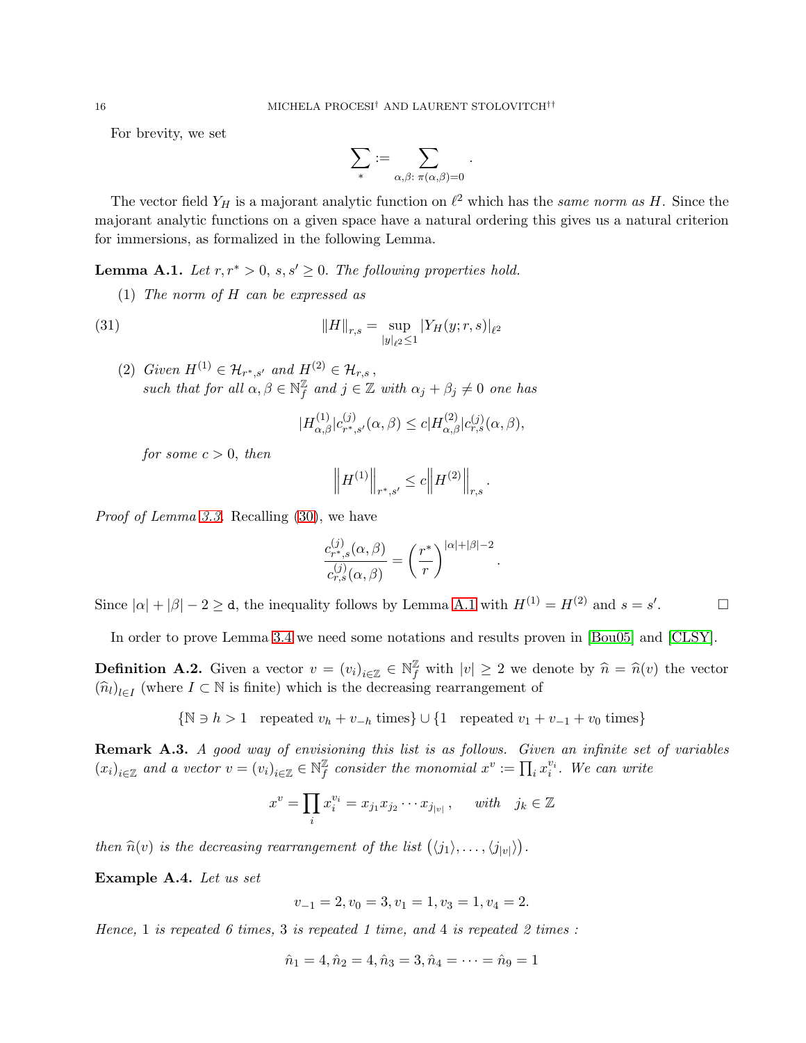For brevity, we set

$$\sum_{*} := \sum_{\alpha,\beta:\, \pi(\alpha,\beta)=0}.$$

The vector field $Y_H$ is a majorant analytic function on $\ell^2$ which has the *same norm as* $H$. Since the majorant analytic functions on a given space have a natural ordering this gives us a natural criterion for immersions, as formalized in the following Lemma.

**Lemma A.1.** *Let $r, r^* > 0$, $s, s' \geq 0$. The following properties hold.*

(1) *The norm of $H$ can be expressed as*

$$\|H\|_{r,s} = \sup_{|y|_{\ell^2} \leq 1} |Y_H(y; r, s)|_{\ell^2} \tag{31}$$

(2) *Given $H^{(1)} \in \mathcal{H}_{r^*,s'}$ and $H^{(2)} \in \mathcal{H}_{r,s}$ , such that for all $\alpha, \beta \in \mathbb{N}^{\mathbb{Z}}_f$ and $j \in \mathbb{Z}$ with $\alpha_j + \beta_j \neq 0$ one has*

$$|H^{(1)}_{\alpha,\beta}| c^{(j)}_{r^*,s'}(\alpha,\beta) \leq c |H^{(2)}_{\alpha,\beta}| c^{(j)}_{r,s}(\alpha,\beta),$$

*for some $c > 0$, then*

$$\left\| H^{(1)} \right\|_{r^*,s'} \leq c \left\| H^{(2)} \right\|_{r,s}.$$

*Proof of Lemma 3.3.* Recalling (30), we have

$$\frac{c^{(j)}_{r^*,s}(\alpha,\beta)}{c^{(j)}_{r,s}(\alpha,\beta)} = \left(\frac{r^*}{r}\right)^{|\alpha|+|\beta|-2}.$$

Since $|\alpha| + |\beta| - 2 \geq \mathtt{d}$, the inequality follows by Lemma A.1 with $H^{(1)} = H^{(2)}$ and $s = s'$. $\square$

In order to prove Lemma 3.4 we need some notations and results proven in [Bou05] and [CLSY].

**Definition A.2.** Given a vector $v = (v_i)_{i \in \mathbb{Z}} \in \mathbb{N}^{\mathbb{Z}}_f$ with $|v| \geq 2$ we denote by $\widehat{n} = \widehat{n}(v)$ the vector $(\widehat{n}_l)_{l \in I}$ (where $I \subset \mathbb{N}$ is finite) which is the decreasing rearrangement of

$$\{\mathbb{N} \ni h > 1 \quad \text{repeated } v_h + v_{-h} \text{ times}\} \cup \{1 \quad \text{repeated } v_1 + v_{-1} + v_0 \text{ times}\}$$

**Remark A.3.** *A good way of envisioning this list is as follows. Given an infinite set of variables $(x_i)_{i \in \mathbb{Z}}$ and a vector $v = (v_i)_{i \in \mathbb{Z}} \in \mathbb{N}^{\mathbb{Z}}_f$ consider the monomial $x^v := \prod_i x_i^{v_i}$. We can write*

$$x^v = \prod_i x_i^{v_i} = x_{j_1} x_{j_2} \cdots x_{j_{|v|}}, \quad \text{with} \quad j_k \in \mathbb{Z}$$

*then $\widehat{n}(v)$ is the decreasing rearrangement of the list $(\langle j_1 \rangle, \ldots, \langle j_{|v|} \rangle)$.*

**Example A.4.** *Let us set*

$$v_{-1} = 2, v_0 = 3, v_1 = 1, v_3 = 1, v_4 = 2.$$

*Hence, 1 is repeated 6 times, 3 is repeated 1 time, and 4 is repeated 2 times :*

$$\hat{n}_1 = 4, \hat{n}_2 = 4, \hat{n}_3 = 3, \hat{n}_4 = \cdots = \hat{n}_9 = 1$$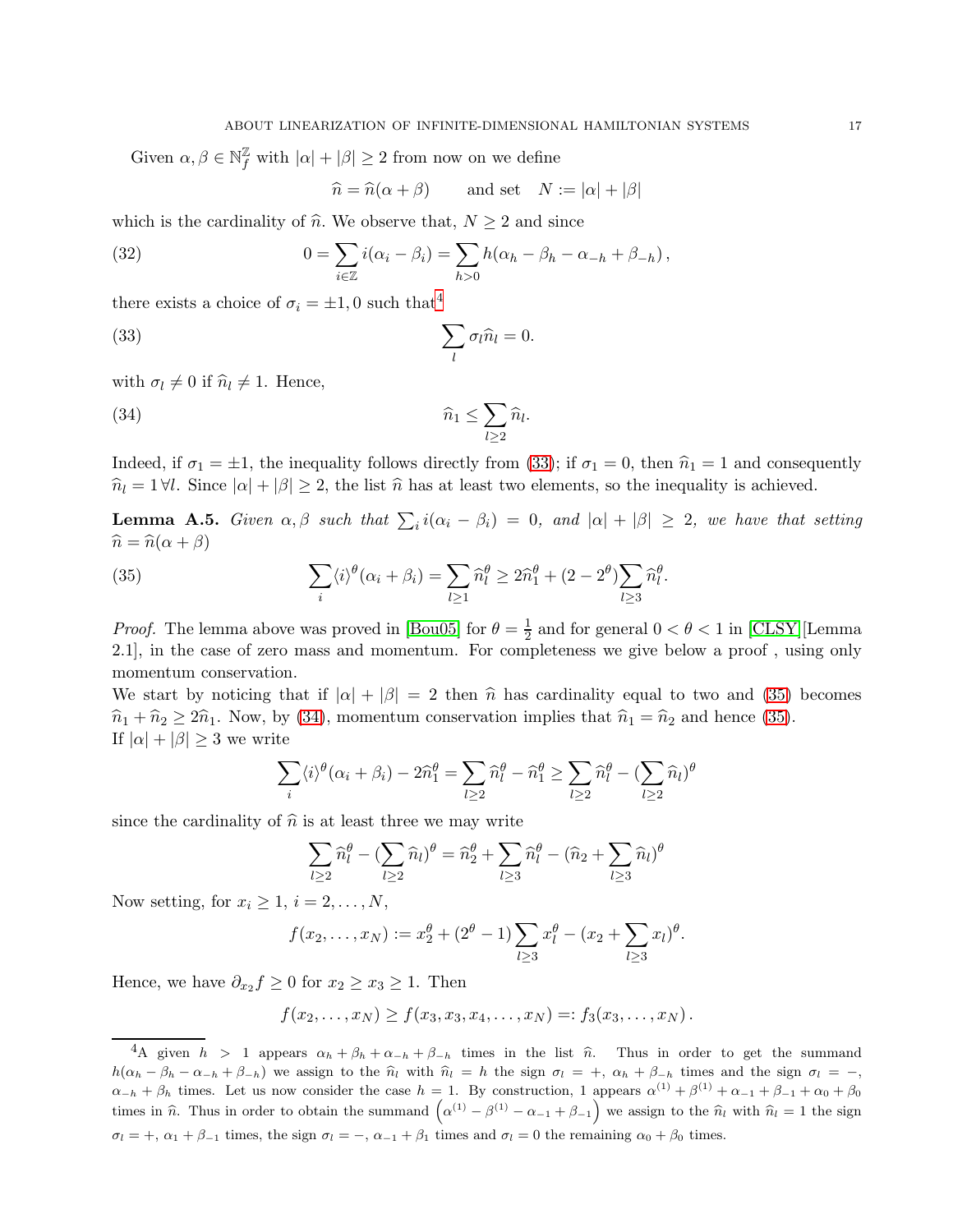Given $\alpha, \beta \in \mathbb{N}^{\mathbb{Z}}_f$ with $|\alpha| + |\beta| \geq 2$ from now on we define

$$\widehat{n} = \widehat{n}(\alpha + \beta) \qquad \text{and set} \quad N := |\alpha| + |\beta|$$

which is the cardinality of $\widehat{n}$. We observe that, $N \geq 2$ and since

$$0 = \sum_{i \in \mathbb{Z}} i(\alpha_i - \beta_i) = \sum_{h > 0} h(\alpha_h - \beta_h - \alpha_{-h} + \beta_{-h}), \tag{32}$$

there exists a choice of $\sigma_i = \pm 1, 0$ such that[4]

$$\sum_l \sigma_l \widehat{n}_l = 0. \tag{33}$$

with $\sigma_l \neq 0$ if $\widehat{n}_l \neq 1$. Hence,

$$\widehat{n}_1 \leq \sum_{l \geq 2} \widehat{n}_l. \tag{34}$$

Indeed, if $\sigma_1 = \pm 1$, the inequality follows directly from (33); if $\sigma_1 = 0$, then $\widehat{n}_1 = 1$ and consequently $\widehat{n}_l = 1\, \forall l$. Since $|\alpha| + |\beta| \geq 2$, the list $\widehat{n}$ has at least two elements, so the inequality is achieved.

**Lemma A.5.** *Given $\alpha, \beta$ such that $\sum_i i(\alpha_i - \beta_i) = 0$, and $|\alpha| + |\beta| \geq 2$, we have that setting $\widehat{n} = \widehat{n}(\alpha + \beta)$*

$$\sum_i \langle i \rangle^\theta (\alpha_i + \beta_i) = \sum_{l \geq 1} \widehat{n}_l^\theta \geq 2\widehat{n}_1^\theta + (2 - 2^\theta) \sum_{l \geq 3} \widehat{n}_l^\theta. \tag{35}$$

*Proof.* The lemma above was proved in [Bou05] for $\theta = \frac{1}{2}$ and for general $0 < \theta < 1$ in [CLSY][Lemma 2.1], in the case of zero mass and momentum. For completeness we give below a proof , using only momentum conservation.

We start by noticing that if $|\alpha| + |\beta| = 2$ then $\widehat{n}$ has cardinality equal to two and (35) becomes $\widehat{n}_1 + \widehat{n}_2 \geq 2\widehat{n}_1$. Now, by (34), momentum conservation implies that $\widehat{n}_1 = \widehat{n}_2$ and hence (35).

If $|\alpha| + |\beta| \geq 3$ we write

$$\sum_i \langle i \rangle^\theta (\alpha_i + \beta_i) - 2\widehat{n}_1^\theta = \sum_{l \geq 2} \widehat{n}_l^\theta - \widehat{n}_1^\theta \geq \sum_{l \geq 2} \widehat{n}_l^\theta - (\sum_{l \geq 2} \widehat{n}_l)^\theta$$

since the cardinality of $\widehat{n}$ is at least three we may write

$$\sum_{l \geq 2} \widehat{n}_l^\theta - (\sum_{l \geq 2} \widehat{n}_l)^\theta = \widehat{n}_2^\theta + \sum_{l \geq 3} \widehat{n}_l^\theta - (\widehat{n}_2 + \sum_{l \geq 3} \widehat{n}_l)^\theta$$

Now setting, for $x_i \geq 1$, $i = 2, \ldots, N$,

$$f(x_2, \ldots, x_N) := x_2^\theta + (2^\theta - 1) \sum_{l \geq 3} x_l^\theta - (x_2 + \sum_{l \geq 3} x_l)^\theta.$$

Hence, we have $\partial_{x_2} f \geq 0$ for $x_2 \geq x_3 \geq 1$. Then

$$f(x_2, \ldots, x_N) \geq f(x_3, x_3, x_4, \ldots, x_N) =: f_3(x_3, \ldots, x_N).$$

---

[4] A given $h > 1$ appears $\alpha_h + \beta_h + \alpha_{-h} + \beta_{-h}$ times in the list $\widehat{n}$. Thus in order to get the summand $h(\alpha_h - \beta_h - \alpha_{-h} + \beta_{-h})$ we assign to the $\widehat{n}_l$ with $\widehat{n}_l = h$ the sign $\sigma_l = +$, $\alpha_h + \beta_{-h}$ times and the sign $\sigma_l = -$, $\alpha_{-h} + \beta_h$ times. Let us now consider the case $h = 1$. By construction, 1 appears $\alpha^{(1)} + \beta^{(1)} + \alpha_{-1} + \beta_{-1} + \alpha_0 + \beta_0$ times in $\widehat{n}$. Thus in order to obtain the summand $\left(\alpha^{(1)} - \beta^{(1)} - \alpha_{-1} + \beta_{-1}\right)$ we assign to the $\widehat{n}_l$ with $\widehat{n}_l = 1$ the sign $\sigma_l = +$, $\alpha_1 + \beta_{-1}$ times, the sign $\sigma_l = -$, $\alpha_{-1} + \beta_1$ times and $\sigma_l = 0$ the remaining $\alpha_0 + \beta_0$ times.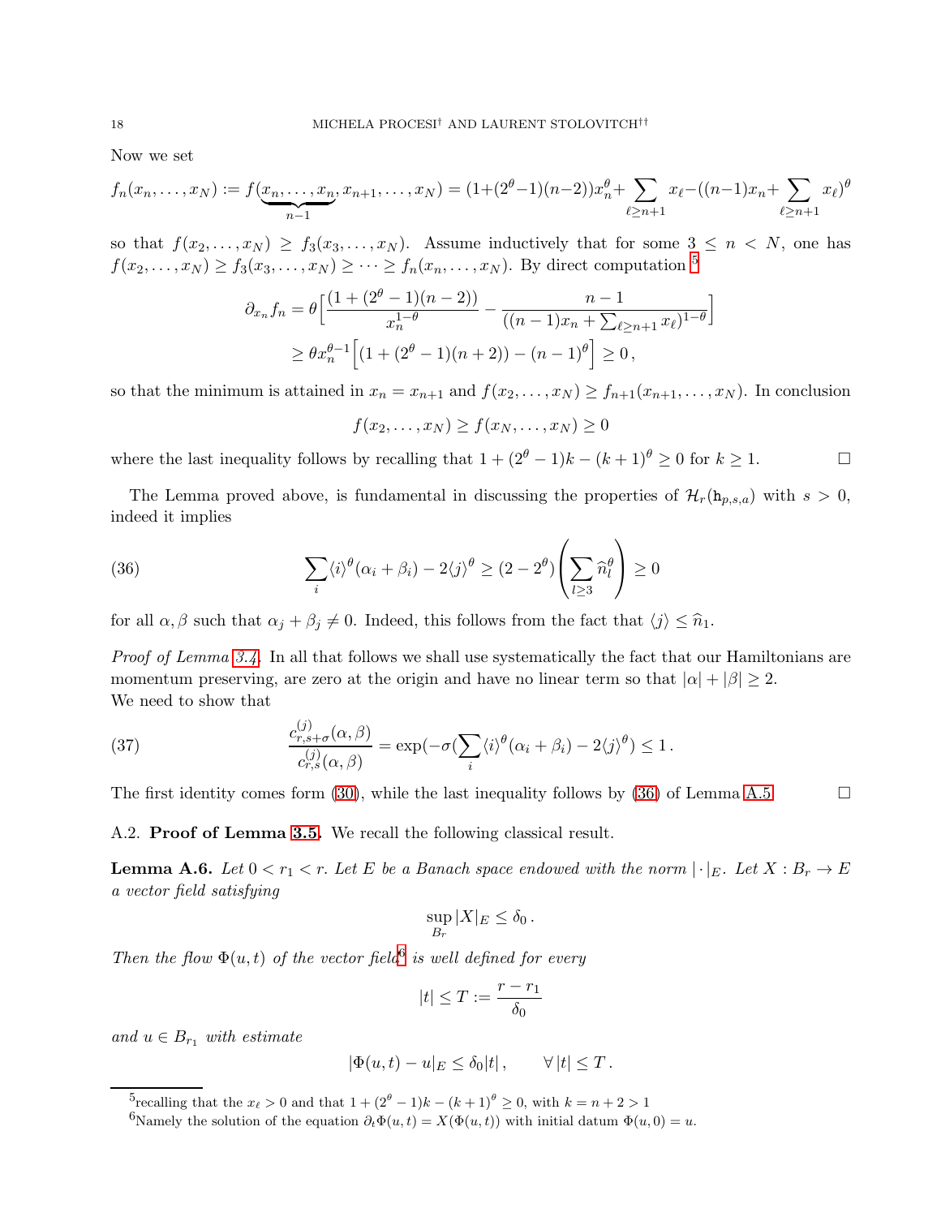Now we set

$$f_n(x_n,\dots,x_N) := f(\underbrace{x_n,\dots,x_n}_{n-1},x_{n+1},\dots,x_N) = (1+(2^\theta-1)(n-2))x_n^\theta + \sum_{\ell\ge n+1} x_\ell - ((n-1)x_n + \sum_{\ell\ge n+1} x_\ell)^\theta$$

so that $f(x_2,\dots,x_N) \ge f_3(x_3,\dots,x_N)$. Assume inductively that for some $3\le n<N$, one has $f(x_2,\dots,x_N)\ge f_3(x_3,\dots,x_N)\ge\cdots\ge f_n(x_n,\dots,x_N)$. By direct computation [5]

$$\begin{aligned}
\partial_{x_n} f_n &= \theta\Big[\frac{(1+(2^\theta-1)(n-2))}{x_n^{1-\theta}} - \frac{n-1}{((n-1)x_n+\sum_{\ell\ge n+1}x_\ell)^{1-\theta}}\Big]\\
&\ge \theta x_n^{\theta-1}\Big[(1+(2^\theta-1)(n+2)) - (n-1)^\theta\Big]\ge 0\,,
\end{aligned}$$

so that the minimum is attained in $x_n = x_{n+1}$ and $f(x_2,\dots,x_N)\ge f_{n+1}(x_{n+1},\dots,x_N)$. In conclusion

$$f(x_2,\dots,x_N)\ge f(x_N,\dots,x_N)\ge 0$$

where the last inequality follows by recalling that $1+(2^\theta-1)k-(k+1)^\theta\ge 0$ for $k\ge 1$. □

The Lemma proved above, is fundamental in discussing the properties of $\mathcal{H}_r(\mathtt{h}_{p,s,a})$ with $s>0$, indeed it implies

$$\sum_i \langle i\rangle^\theta(\alpha_i+\beta_i) - 2\langle j\rangle^\theta \ge (2-2^\theta)\left(\sum_{l\ge 3}\widehat{n}_l^\theta\right)\ge 0 \tag{36}$$

for all $\alpha,\beta$ such that $\alpha_j+\beta_j\neq 0$. Indeed, this follows from the fact that $\langle j\rangle\le \widehat{n}_1$.

*Proof of Lemma 3.4.* In all that follows we shall use systematically the fact that our Hamiltonians are momentum preserving, are zero at the origin and have no linear term so that $|\alpha|+|\beta|\ge 2$.
We need to show that

$$\frac{c^{(j)}_{r,s+\sigma}(\alpha,\beta)}{c^{(j)}_{r,s}(\alpha,\beta)} = \exp(-\sigma(\sum_i\langle i\rangle^\theta(\alpha_i+\beta_i)-2\langle j\rangle^\theta)\le 1\,. \tag{37}$$

The first identity comes form (30), while the last inequality follows by (36) of Lemma A.5 □

A.2. **Proof of Lemma 3.5.** We recall the following classical result.

**Lemma A.6.** *Let $0<r_1<r$. Let $E$ be a Banach space endowed with the norm $|\cdot|_E$. Let $X:B_r\to E$ a vector field satisfying*

$$\sup_{B_r}|X|_E\le\delta_0\,.$$

*Then the flow $\Phi(u,t)$ of the vector field[6] is well defined for every*

$$|t|\le T:=\frac{r-r_1}{\delta_0}$$

*and $u\in B_{r_1}$ with estimate*

$$|\Phi(u,t)-u|_E\le\delta_0|t|\,,\qquad \forall |t|\le T\,.$$

[5] recalling that the $x_\ell>0$ and that $1+(2^\theta-1)k-(k+1)^\theta\ge 0$, with $k=n+2>1$

[6] Namely the solution of the equation $\partial_t\Phi(u,t) = X(\Phi(u,t))$ with initial datum $\Phi(u,0)=u$.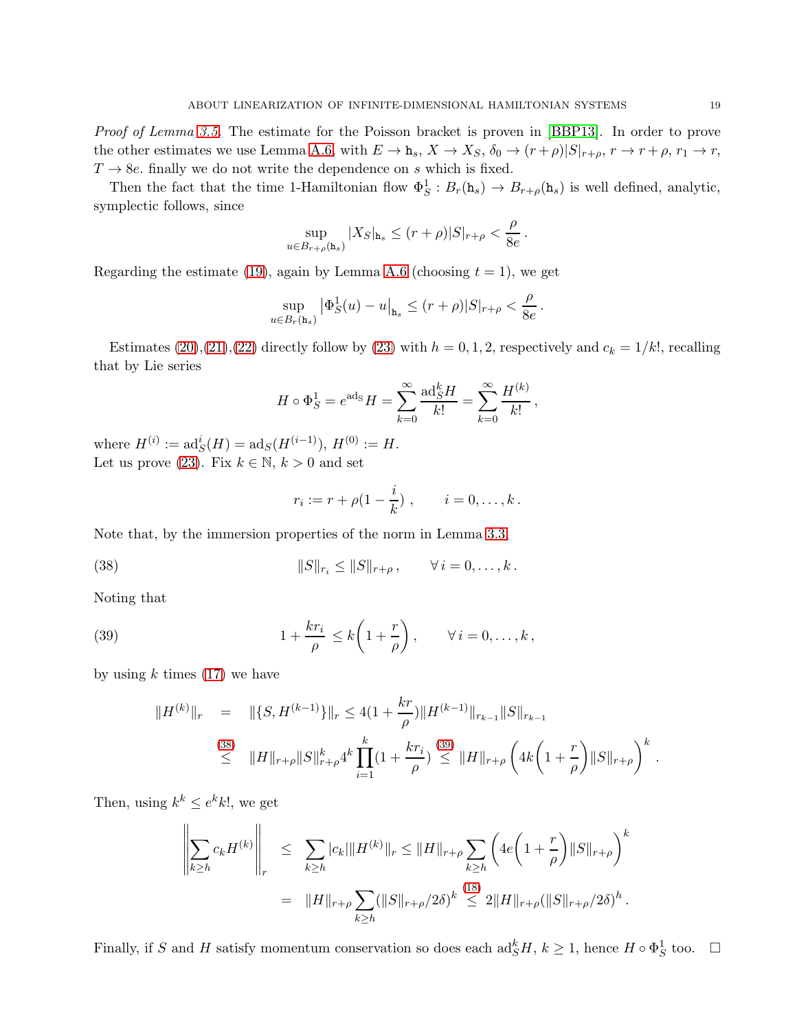*Proof of Lemma 3.5.* The estimate for the Poisson bracket is proven in [BBP13]. In order to prove the other estimates we use Lemma A.6, with $E \to \mathtt{h}_s$, $X \to X_S$, $\delta_0 \to (r+\rho)|S|_{r+\rho}$, $r \to r+\rho$, $r_1 \to r$, $T \to 8e$. finally we do not write the dependence on $s$ which is fixed.

Then the fact that the time 1-Hamiltonian flow $\Phi_S^1 : B_r(\mathtt{h}_s) \to B_{r+\rho}(\mathtt{h}_s)$ is well defined, analytic, symplectic follows, since

$$\sup_{u \in B_{r+\rho}(\mathtt{h}_s)} |X_S|_{\mathtt{h}_s} \le (r+\rho)|S|_{r+\rho} < \frac{\rho}{8e}\,.$$

Regarding the estimate (19), again by Lemma A.6 (choosing $t=1$), we get

$$\sup_{u \in B_r(\mathtt{h}_s)} \left|\Phi_S^1(u) - u\right|_{\mathtt{h}_s} \le (r+\rho)|S|_{r+\rho} < \frac{\rho}{8e}\,.$$

Estimates (20),(21),(22) directly follow by (23) with $h = 0,1,2$, respectively and $c_k = 1/k!$, recalling that by Lie series

$$H \circ \Phi_S^1 = e^{\mathrm{ad}_S} H = \sum_{k=0}^{\infty} \frac{\mathrm{ad}_S^k H}{k!} = \sum_{k=0}^{\infty} \frac{H^{(k)}}{k!}\,,$$

where $H^{(i)} := \mathrm{ad}_S^i(H) = \mathrm{ad}_S(H^{(i-1)})$, $H^{(0)} := H$.
Let us prove (23). Fix $k \in \mathbb{N}$, $k > 0$ and set

$$r_i := r + \rho\left(1 - \frac{i}{k}\right)\,, \qquad i = 0, \ldots, k\,.$$

Note that, by the immersion properties of the norm in Lemma 3.3

$$\|S\|_{r_i} \le \|S\|_{r+\rho}\,, \qquad \forall\, i = 0, \ldots, k\,. \tag{38}$$

Noting that

$$1 + \frac{k r_i}{\rho} \le k\left(1 + \frac{r}{\rho}\right)\,, \qquad \forall\, i = 0, \ldots, k\,, \tag{39}$$

by using $k$ times (17) we have

$$\begin{aligned}
\|H^{(k)}\|_r &= \|\{S, H^{(k-1)}\}\|_r \le 4\left(1 + \frac{kr}{\rho}\right)\|H^{(k-1)}\|_{r_{k-1}}\|S\|_{r_{k-1}} \\
&\overset{(38)}{\le} \|H\|_{r+\rho}\|S\|_{r+\rho}^k 4^k \prod_{i=1}^{k}\left(1 + \frac{k r_i}{\rho}\right) \overset{(39)}{\le} \|H\|_{r+\rho}\left(4k\left(1 + \frac{r}{\rho}\right)\|S\|_{r+\rho}\right)^k.
\end{aligned}$$

Then, using $k^k \le e^k k!$, we get

$$\begin{aligned}
\left\|\sum_{k \ge h} c_k H^{(k)}\right\|_r &\le \sum_{k \ge h} |c_k| \|H^{(k)}\|_r \le \|H\|_{r+\rho} \sum_{k \ge h}\left(4e\left(1 + \frac{r}{\rho}\right)\|S\|_{r+\rho}\right)^k \\
&= \|H\|_{r+\rho} \sum_{k \ge h} (\|S\|_{r+\rho}/2\delta)^k \overset{(18)}{\le} 2\|H\|_{r+\rho}(\|S\|_{r+\rho}/2\delta)^h\,.
\end{aligned}$$

Finally, if $S$ and $H$ satisfy momentum conservation so does each $\mathrm{ad}_S^k H$, $k \ge 1$, hence $H \circ \Phi_S^1$ too. $\square$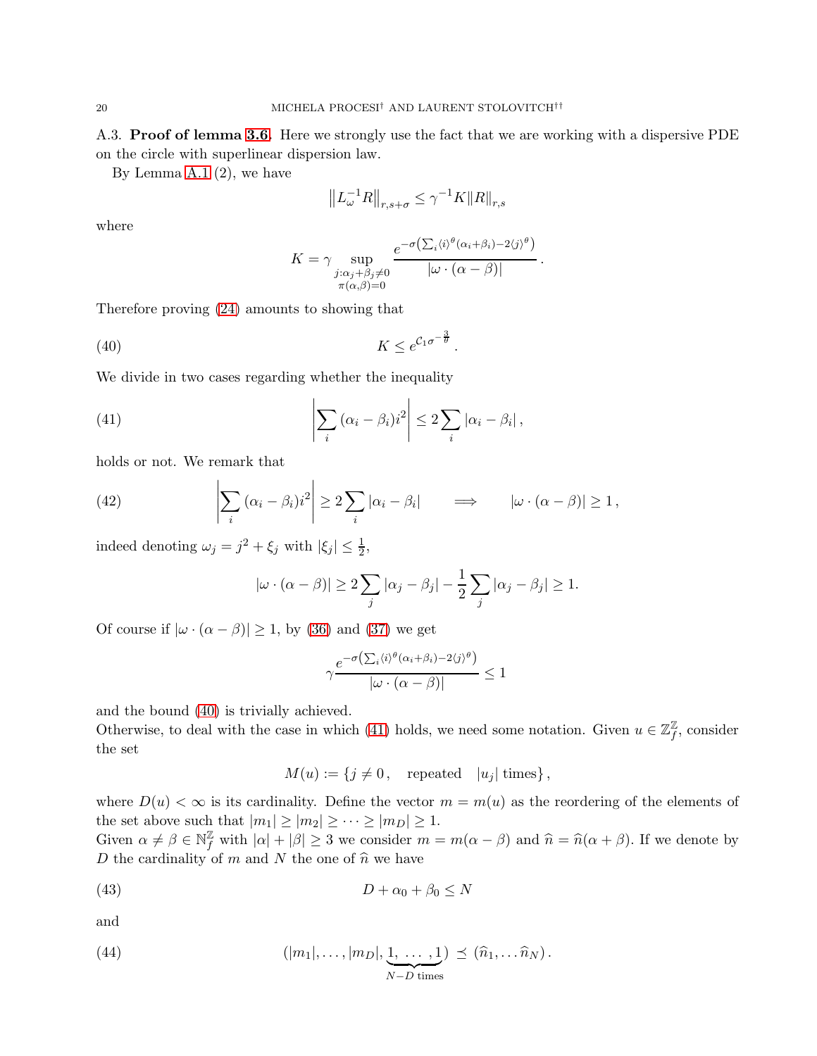A.3. **Proof of lemma 3.6.** Here we strongly use the fact that we are working with a dispersive PDE on the circle with superlinear dispersion law.

By Lemma A.1 (2), we have

$$\left\| L_\omega^{-1} R \right\|_{r,s+\sigma} \le \gamma^{-1} K \|R\|_{r,s}$$

where

$$K = \gamma \sup_{\substack{j:\alpha_j+\beta_j\neq 0\\ \pi(\alpha,\beta)=0}} \frac{e^{-\sigma\left(\sum_i \langle i\rangle^\theta(\alpha_i+\beta_i)-2\langle j\rangle^\theta\right)}}{|\omega\cdot(\alpha-\beta)|}\,.$$

Therefore proving (24) amounts to showing that

$$K \le e^{\mathcal{C}_1\sigma^{-\frac{3}{\theta}}}\,. \tag{40}$$

We divide in two cases regarding whether the inequality

$$\left|\sum_i (\alpha_i-\beta_i)i^2\right| \le 2\sum_i |\alpha_i-\beta_i|\,, \tag{41}$$

holds or not. We remark that

$$\left|\sum_i (\alpha_i-\beta_i)i^2\right| \ge 2\sum_i |\alpha_i-\beta_i| \qquad \Longrightarrow \qquad |\omega\cdot(\alpha-\beta)|\ge 1\,, \tag{42}$$

indeed denoting $\omega_j = j^2+\xi_j$ with $|\xi_j|\le\frac{1}{2}$,

$$|\omega\cdot(\alpha-\beta)| \ge 2\sum_j |\alpha_j-\beta_j| - \frac{1}{2}\sum_j|\alpha_j-\beta_j| \ge 1.$$

Of course if $|\omega\cdot(\alpha-\beta)|\ge 1$, by (36) and (37) we get

$$\gamma\frac{e^{-\sigma\left(\sum_i \langle i\rangle^\theta(\alpha_i+\beta_i)-2\langle j\rangle^\theta\right)}}{|\omega\cdot(\alpha-\beta)|}\le 1$$

and the bound (40) is trivially achieved.

Otherwise, to deal with the case in which (41) holds, we need some notation. Given $u\in\mathbb{Z}^{\mathbb{Z}}_f$, consider the set

$$M(u) := \{ j\neq 0\,, \quad \text{repeated} \quad |u_j| \text{ times}\}\,,$$

where $D(u)<\infty$ is its cardinality. Define the vector $m=m(u)$ as the reordering of the elements of the set above such that $|m_1|\ge|m_2|\ge\cdots\ge|m_D|\ge 1$.

Given $\alpha\neq\beta\in\mathbb{N}^{\mathbb{Z}}_f$ with $|\alpha|+|\beta|\ge 3$ we consider $m=m(\alpha-\beta)$ and $\widehat{n}=\widehat{n}(\alpha+\beta)$. If we denote by $D$ the cardinality of $m$ and $N$ the one of $\widehat{n}$ we have

$$D+\alpha_0+\beta_0\le N \tag{43}$$

and

$$(|m_1|,\ldots,|m_D|,\underbrace{1,\ \ldots\ ,1}_{N-D\text{ times}})\ \preceq\ (\widehat{n}_1,\ldots\widehat{n}_N)\,. \tag{44}$$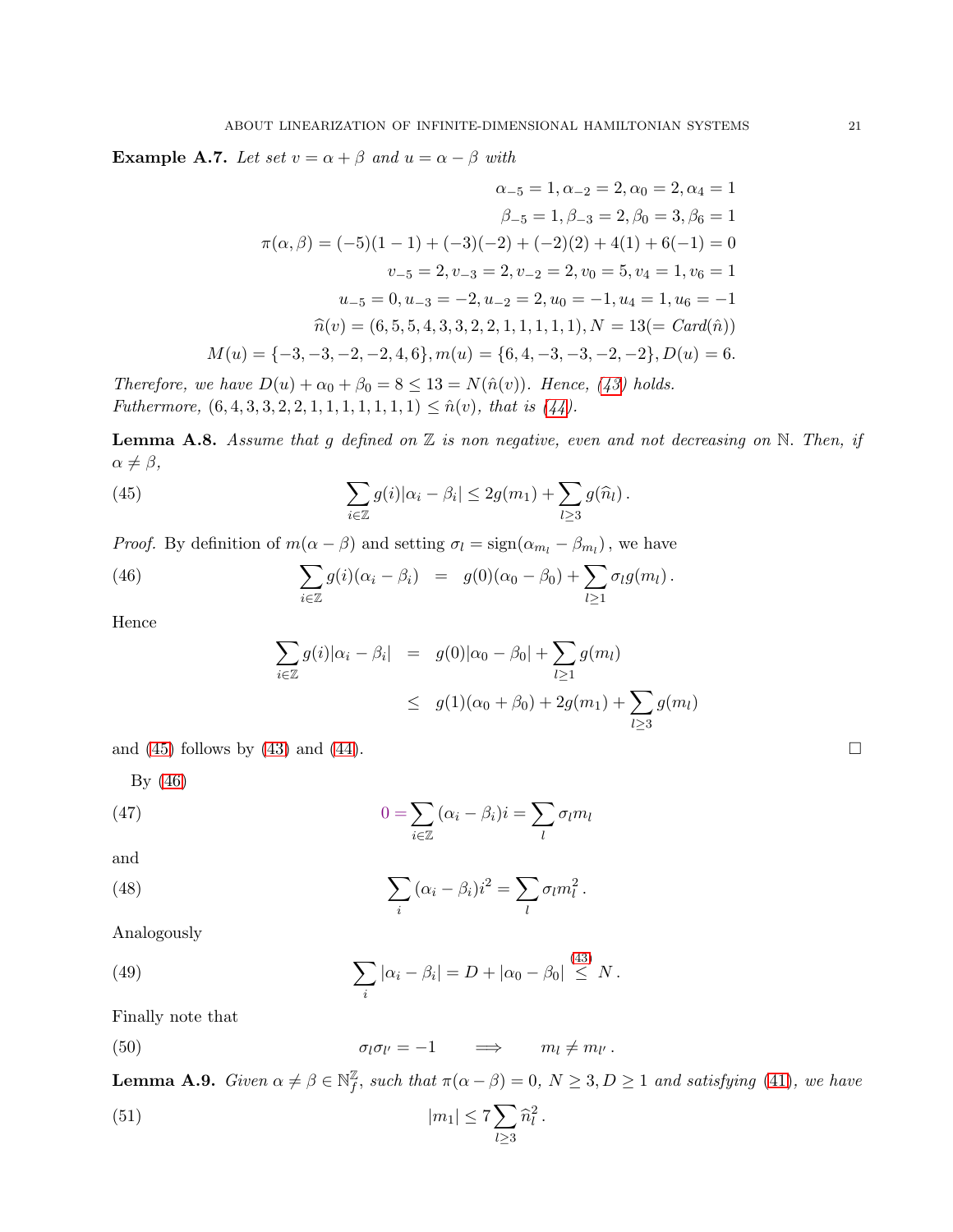**Example A.7.** *Let set $v = \alpha + \beta$ and $u = \alpha - \beta$ with*

$$\alpha_{-5} = 1, \alpha_{-2} = 2, \alpha_0 = 2, \alpha_4 = 1$$

$$\beta_{-5} = 1, \beta_{-3} = 2, \beta_0 = 3, \beta_6 = 1$$

$$\pi(\alpha, \beta) = (-5)(1-1) + (-3)(-2) + (-2)(2) + 4(1) + 6(-1) = 0$$

$$v_{-5} = 2, v_{-3} = 2, v_{-2} = 2, v_0 = 5, v_4 = 1, v_6 = 1$$

$$u_{-5} = 0, u_{-3} = -2, u_{-2} = 2, u_0 = -1, u_4 = 1, u_6 = -1$$

$$\widehat{n}(v) = (6, 5, 5, 4, 3, 3, 2, 2, 1, 1, 1, 1, 1), N = 13 (= \mathit{Card}(\hat{n}))$$

$$M(u) = \{-3, -3, -2, -2, 4, 6\}, m(u) = \{6, 4, -3, -3, -2, -2\}, D(u) = 6.$$

*Therefore, we have $D(u) + \alpha_0 + \beta_0 = 8 \leq 13 = N(\hat{n}(v))$. Hence, (43) holds.*
*Futhermore, $(6, 4, 3, 3, 2, 2, 1, 1, 1, 1, 1, 1, 1) \leq \hat{n}(v)$, that is (44).*

**Lemma A.8.** *Assume that $g$ defined on $\mathbb{Z}$ is non negative, even and not decreasing on $\mathbb{N}$. Then, if $\alpha \neq \beta$,*

$$\sum_{i \in \mathbb{Z}} g(i)|\alpha_i - \beta_i| \leq 2g(m_1) + \sum_{l \geq 3} g(\widehat{n}_l)\,. \tag{45}$$

*Proof.* By definition of $m(\alpha - \beta)$ and setting $\sigma_l = \mathrm{sign}(\alpha_{m_l} - \beta_{m_l})$, we have

$$\sum_{i \in \mathbb{Z}} g(i)(\alpha_i - \beta_i) \;=\; g(0)(\alpha_0 - \beta_0) + \sum_{l \geq 1} \sigma_l g(m_l)\,. \tag{46}$$

Hence

$$\begin{aligned}
\sum_{i \in \mathbb{Z}} g(i)|\alpha_i - \beta_i| &= g(0)|\alpha_0 - \beta_0| + \sum_{l \geq 1} g(m_l) \\
&\leq g(1)(\alpha_0 + \beta_0) + 2g(m_1) + \sum_{l \geq 3} g(m_l)
\end{aligned}$$

and (45) follows by (43) and (44). ∎

By (46)

$$0 = \sum_{i \in \mathbb{Z}} (\alpha_i - \beta_i) i = \sum_l \sigma_l m_l \tag{47}$$

and

$$\sum_i (\alpha_i - \beta_i) i^2 = \sum_l \sigma_l m_l^2\,. \tag{48}$$

Analogously

$$\sum_i |\alpha_i - \beta_i| = D + |\alpha_0 - \beta_0| \overset{(43)}{\leq} N\,. \tag{49}$$

Finally note that

$$\sigma_l \sigma_{l'} = -1 \qquad \Longrightarrow \qquad m_l \neq m_{l'}\,. \tag{50}$$

**Lemma A.9.** *Given $\alpha \neq \beta \in \mathbb{N}^{\mathbb{Z}}_f$, such that $\pi(\alpha - \beta) = 0$, $N \geq 3, D \geq 1$ and satisfying (41), we have*

$$|m_1| \leq 7 \sum_{l \geq 3} \widehat{n}_l^2\,. \tag{51}$$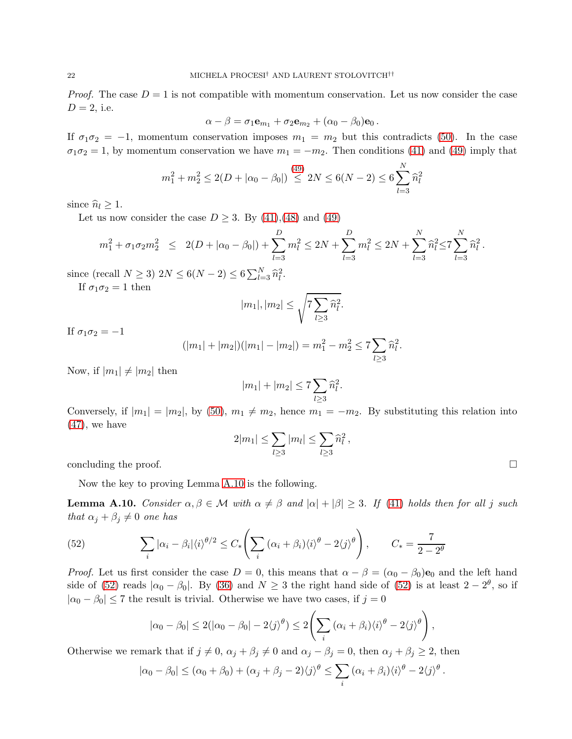*Proof.* The case $D = 1$ is not compatible with momentum conservation. Let us now consider the case $D = 2$, i.e.

$$\alpha - \beta = \sigma_1 \mathbf{e}_{m_1} + \sigma_2 \mathbf{e}_{m_2} + (\alpha_0 - \beta_0)\mathbf{e}_0 \,.$$

If $\sigma_1\sigma_2 = -1$, momentum conservation imposes $m_1 = m_2$ but this contradicts (50). In the case $\sigma_1\sigma_2 = 1$, by momentum conservation we have $m_1 = -m_2$. Then conditions (41) and (49) imply that

$$m_1^2 + m_2^2 \le 2(D + |\alpha_0 - \beta_0|) \overset{(49)}{\le} 2N \le 6(N-2) \le 6\sum_{l=3}^{N} \widehat{n}_l^2$$

since $\widehat{n}_l \ge 1$.

Let us now consider the case $D \ge 3$. By (41),(48) and (49)

$$m_1^2 + \sigma_1\sigma_2 m_2^2 \;\; \le \;\; 2(D + |\alpha_0 - \beta_0|) + \sum_{l=3}^{D} m_l^2 \le 2N + \sum_{l=3}^{D} m_l^2 \le 2N + \sum_{l=3}^{N} \widehat{n}_l^2 \le 7\sum_{l=3}^{N} \widehat{n}_l^2 \,.$$

since (recall $N \ge 3$) $2N \le 6(N-2) \le 6\sum_{l=3}^{N} \widehat{n}_l^2$.

If $\sigma_1\sigma_2 = 1$ then

$$|m_1|, |m_2| \le \sqrt{7\sum_{l\ge 3} \widehat{n}_l^2}.$$

If $\sigma_1\sigma_2 = -1$

$$(|m_1| + |m_2|)(|m_1| - |m_2|) = m_1^2 - m_2^2 \le 7\sum_{l\ge 3} \widehat{n}_l^2.$$

Now, if $|m_1| \ne |m_2|$ then

$$|m_1| + |m_2| \le 7\sum_{l\ge 3} \widehat{n}_l^2.$$

Conversely, if $|m_1| = |m_2|$, by (50), $m_1 \ne m_2$, hence $m_1 = -m_2$. By substituting this relation into (47), we have

$$2|m_1| \le \sum_{l\ge 3} |m_l| \le \sum_{l\ge 3} \widehat{n}_l^2 \,,$$

concluding the proof. $\square$

Now the key to proving Lemma A.10 is the following.

**Lemma A.10.** *Consider $\alpha, \beta \in \mathcal{M}$ with $\alpha \ne \beta$ and $|\alpha| + |\beta| \ge 3$. If (41) holds then for all $j$ such that $\alpha_j + \beta_j \ne 0$ one has*

$$\sum_i |\alpha_i - \beta_i| \langle i \rangle^{\theta/2} \le C_* \left( \sum_i (\alpha_i + \beta_i)\langle i \rangle^{\theta} - 2\langle j \rangle^{\theta} \right), \qquad C_* = \frac{7}{2 - 2^{\theta}} \tag{52}$$

*Proof.* Let us first consider the case $D = 0$, this means that $\alpha - \beta = (\alpha_0 - \beta_0)\mathbf{e}_0$ and the left hand side of (52) reads $|\alpha_0 - \beta_0|$. By (36) and $N \ge 3$ the right hand side of (52) is at least $2 - 2^{\theta}$, so if $|\alpha_0 - \beta_0| \le 7$ the result is trivial. Otherwise we have two cases, if $j = 0$

$$|\alpha_0 - \beta_0| \le 2(|\alpha_0 - \beta_0| - 2\langle j \rangle^{\theta}) \le 2\left( \sum_i (\alpha_i + \beta_i)\langle i \rangle^{\theta} - 2\langle j \rangle^{\theta} \right),$$

Otherwise we remark that if $j \ne 0$, $\alpha_j + \beta_j \ne 0$ and $\alpha_j - \beta_j = 0$, then $\alpha_j + \beta_j \ge 2$, then

$$|\alpha_0 - \beta_0| \le (\alpha_0 + \beta_0) + (\alpha_j + \beta_j - 2)\langle j \rangle^{\theta} \le \sum_i (\alpha_i + \beta_i)\langle i \rangle^{\theta} - 2\langle j \rangle^{\theta} \,.$$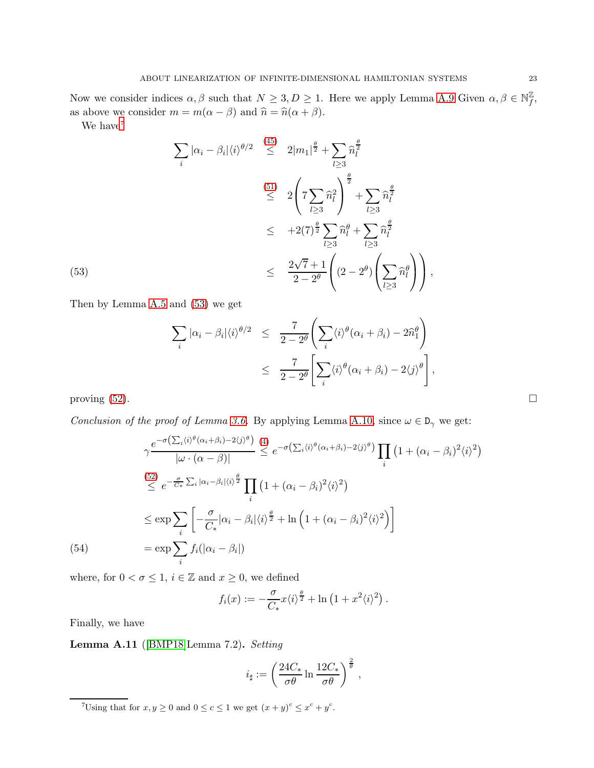Now we consider indices $\alpha, \beta$ such that $N \geq 3, D \geq 1$. Here we apply Lemma A.9 Given $\alpha, \beta \in \mathbb{N}^{\mathbb{Z}}_f$, as above we consider $m = m(\alpha - \beta)$ and $\widehat{n} = \widehat{n}(\alpha + \beta)$.

We have[7]

$$
\begin{aligned}
\sum_i |\alpha_i - \beta_i| \langle i \rangle^{\theta/2} &\overset{(45)}{\leq} 2|m_1|^{\frac{\theta}{2}} + \sum_{l \geq 3} \widehat{n}_l^{\frac{\theta}{2}} \\
&\overset{(51)}{\leq} 2\left(7 \sum_{l\geq 3} \widehat{n}_l^2\right)^{\frac{\theta}{2}} + \sum_{l \geq 3} \widehat{n}_l^{\frac{\theta}{2}} \\
&\leq +2(7)^{\frac{\theta}{2}} \sum_{l \geq 3} \widehat{n}_l^{\theta} + \sum_{l \geq 3} \widehat{n}_l^{\frac{\theta}{2}} \\
&\leq \frac{2\sqrt{7}+1}{2-2^\theta}\left((2-2^\theta)\left(\sum_{l \geq 3} \widehat{n}_l^{\theta}\right)\right), \qquad (53)
\end{aligned}
$$

Then by Lemma A.5 and (53) we get

$$
\begin{aligned}
\sum_i |\alpha_i - \beta_i| \langle i \rangle^{\theta/2} &\leq \frac{7}{2-2^\theta}\left(\sum_i \langle i \rangle^\theta (\alpha_i + \beta_i) - 2\widehat{n}_1^\theta\right) \\
&\leq \frac{7}{2-2^\theta}\left[\sum_i \langle i \rangle^\theta (\alpha_i + \beta_i) - 2\langle j \rangle^\theta\right],
\end{aligned}
$$

proving (52). □

*Conclusion of the proof of Lemma 3.6.* By applying Lemma A.10, since $\omega \in \mathtt{D}_\gamma$ we get:

$$
\begin{aligned}
\gamma \frac{e^{-\sigma\left(\sum_i \langle i \rangle^\theta (\alpha_i + \beta_i) - 2\langle j \rangle^\theta\right)}}{|\omega \cdot (\alpha - \beta)|} &\overset{(4)}{\leq} e^{-\sigma\left(\sum_i \langle i \rangle^\theta (\alpha_i + \beta_i) - 2\langle j \rangle^\theta\right)} \prod_i \left(1 + (\alpha_i - \beta_i)^2 \langle i \rangle^2\right) \\
&\overset{(52)}{\leq} e^{-\frac{\sigma}{C_*}\sum_i |\alpha_i - \beta_i| \langle i \rangle^{\frac{\theta}{2}}} \prod_i \left(1 + (\alpha_i - \beta_i)^2 \langle i \rangle^2\right) \\
&\leq \exp \sum_i \left[-\frac{\sigma}{C_*}|\alpha_i - \beta_i| \langle i \rangle^{\frac{\theta}{2}} + \ln\left(1 + (\alpha_i - \beta_i)^2 \langle i \rangle^2\right)\right] \\
&= \exp \sum_i f_i(|\alpha_i - \beta_i|) \qquad (54)
\end{aligned}
$$

where, for $0 < \sigma \leq 1$, $i \in \mathbb{Z}$ and $x \geq 0$, we defined

$$
f_i(x) := -\frac{\sigma}{C_*} x \langle i \rangle^{\frac{\theta}{2}} + \ln\left(1 + x^2 \langle i \rangle^2\right).
$$

Finally, we have

**Lemma A.11** ([BMP18]Lemma 7.2)**.** *Setting*

$$
i_\sharp := \left(\frac{24 C_*}{\sigma\theta} \ln \frac{12 C_*}{\sigma\theta}\right)^{\frac{2}{\theta}},
$$

---

[7] Using that for $x, y \geq 0$ and $0 \leq c \leq 1$ we get $(x+y)^c \leq x^c + y^c$.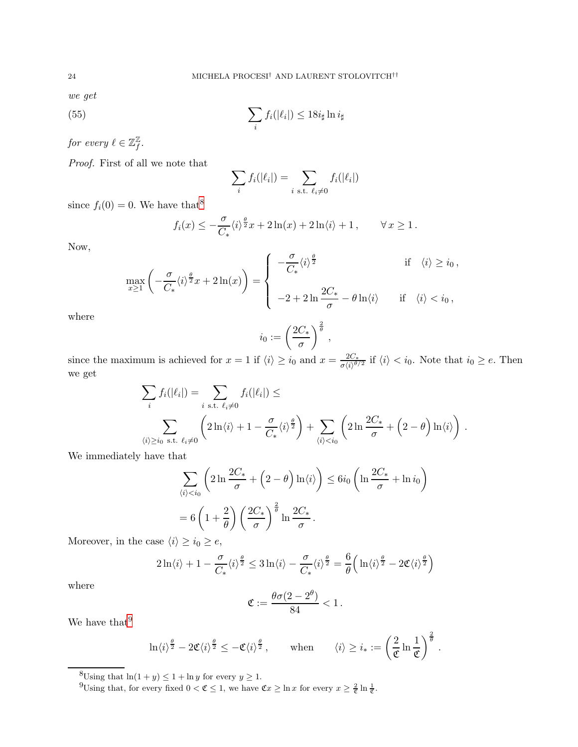*we get*

$$\sum_i f_i(|\ell_i|) \le 18 i_\sharp \ln i_\sharp \tag{55}$$

*for every* $\ell \in \mathbb{Z}^{\mathbb{Z}}_f$.

*Proof.* First of all we note that

$$\sum_i f_i(|\ell_i|) = \sum_{i \text{ s.t. } \ell_i \neq 0} f_i(|\ell_i|)$$

since $f_i(0) = 0$. We have that[8]

$$f_i(x) \le -\frac{\sigma}{C_*}\langle i\rangle^{\frac{\theta}{2}} x + 2\ln(x) + 2\ln\langle i\rangle + 1\,, \qquad \forall\, x \ge 1\,.$$

Now,

$$\max_{x\ge 1}\left(-\frac{\sigma}{C_*}\langle i\rangle^{\frac{\theta}{2}} x + 2\ln(x)\right) = \begin{cases} -\dfrac{\sigma}{C_*}\langle i\rangle^{\frac{\theta}{2}} & \text{if } \quad \langle i\rangle \ge i_0\,, \\[2ex] -2 + 2\ln\dfrac{2C_*}{\sigma} - \theta\ln\langle i\rangle & \text{if } \quad \langle i\rangle < i_0\,, \end{cases}$$

where

$$i_0 := \left(\frac{2C_*}{\sigma}\right)^{\frac{2}{\theta}}\,,$$

since the maximum is achieved for $x = 1$ if $\langle i\rangle \ge i_0$ and $x = \frac{2C_*}{\sigma\langle i\rangle^{\theta/2}}$ if $\langle i\rangle < i_0$. Note that $i_0 \ge e$. Then we get

$$\sum_i f_i(|\ell_i|) = \sum_{i \text{ s.t. } \ell_i\neq 0} f_i(|\ell_i|) \le$$

$$\sum_{\langle i\rangle \ge i_0 \text{ s.t. } \ell_i \neq 0}\left(2\ln\langle i\rangle + 1 - \frac{\sigma}{C_*}\langle i\rangle^{\frac{\theta}{2}}\right) + \sum_{\langle i\rangle < i_0}\left(2\ln\frac{2C_*}{\sigma} + \Big(2-\theta\Big)\ln\langle i\rangle\right)\,.$$

We immediately have that

$$\sum_{\langle i\rangle < i_0}\left(2\ln\frac{2C_*}{\sigma} + \Big(2-\theta\Big)\ln\langle i\rangle\right) \le 6 i_0\left(\ln\frac{2C_*}{\sigma} + \ln i_0\right)$$

$$= 6\left(1+\frac{2}{\theta}\right)\left(\frac{2C_*}{\sigma}\right)^{\frac{2}{\theta}}\ln\frac{2C_*}{\sigma}\,.$$

Moreover, in the case $\langle i\rangle \ge i_0 \ge e$,

$$2\ln\langle i\rangle + 1 - \frac{\sigma}{C_*}\langle i\rangle^{\frac{\theta}{2}} \le 3\ln\langle i\rangle - \frac{\sigma}{C_*}\langle i\rangle^{\frac{\theta}{2}} = \frac{6}{\theta}\Big(\ln\langle i\rangle^{\frac{\theta}{2}} - 2\mathfrak{C}\langle i\rangle^{\frac{\theta}{2}}\Big)$$

where

$$\mathfrak{C} := \frac{\theta\sigma(2-2^\theta)}{84} < 1\,.$$

We have that[9]

$$\ln\langle i\rangle^{\frac{\theta}{2}} - 2\mathfrak{C}\langle i\rangle^{\frac{\theta}{2}} \le -\mathfrak{C}\langle i\rangle^{\frac{\theta}{2}}\,, \qquad \text{when} \qquad \langle i\rangle \ge i_* := \left(\frac{2}{\mathfrak{C}}\ln\frac{1}{\mathfrak{C}}\right)^{\frac{2}{\theta}}\,.$$

---

[8] Using that $\ln(1+y) \le 1 + \ln y$ for every $y \ge 1$.

[9] Using that, for every fixed $0 < \mathfrak{C} \le 1$, we have $\mathfrak{C}x \ge \ln x$ for every $x \ge \frac{2}{\mathfrak{C}}\ln\frac{1}{\mathfrak{C}}$.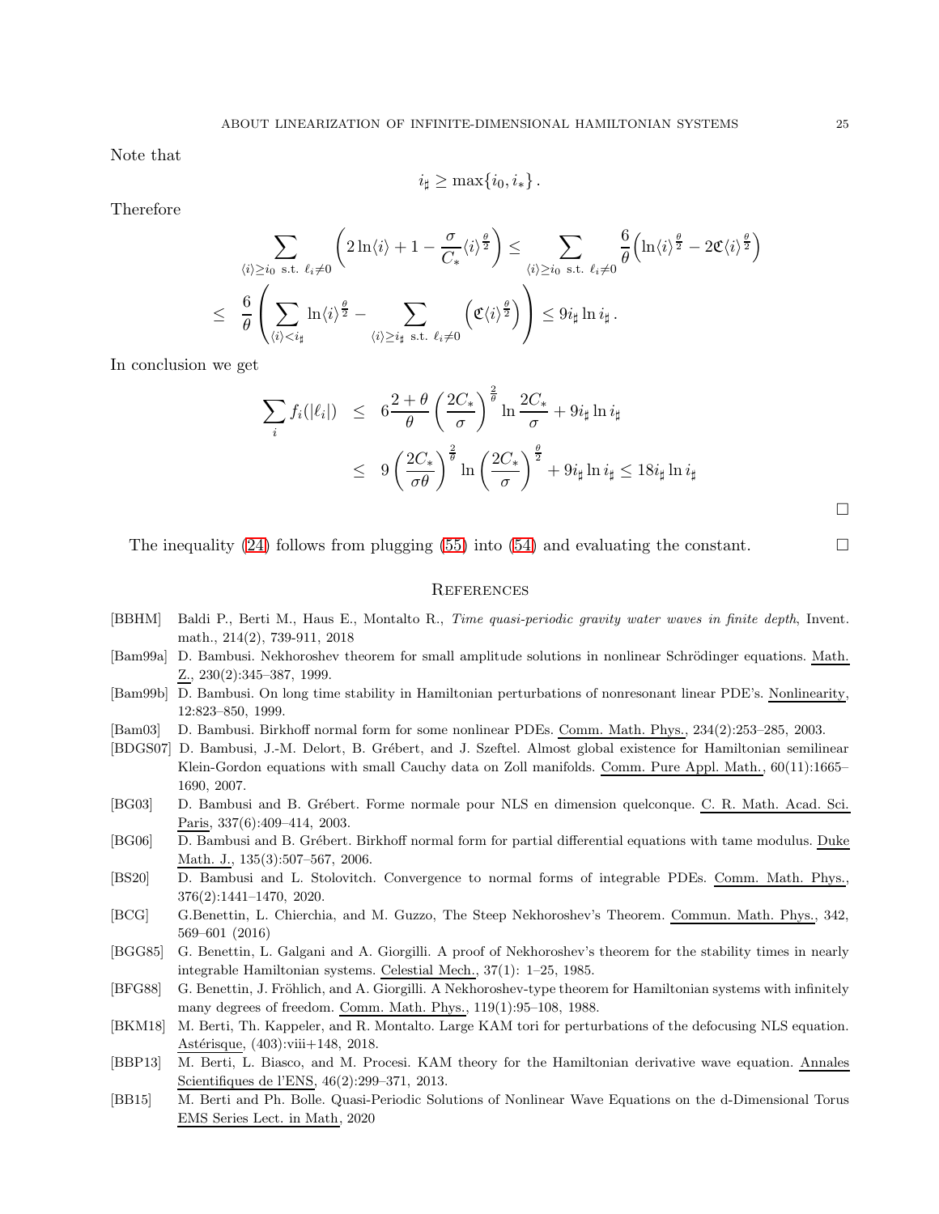Note that

$$
i_\sharp \geq \max\{i_0, i_*\} .
$$

Therefore

$$
\begin{aligned}
\sum_{\langle i\rangle \geq i_0 \ \text{s.t.}\ \ell_i \neq 0} \left(2\ln\langle i\rangle + 1 - \frac{\sigma}{C_*}\langle i\rangle^{\frac{\theta}{2}}\right) &\leq \sum_{\langle i\rangle \geq i_0 \ \text{s.t.}\ \ell_i \neq 0} \frac{6}{\theta}\left(\ln\langle i\rangle^{\frac{\theta}{2}} - 2\mathfrak{C}\langle i\rangle^{\frac{\theta}{2}}\right) \\
\leq \ \frac{6}{\theta}\left(\sum_{\langle i\rangle < i_\sharp} \ln\langle i\rangle^{\frac{\theta}{2}} - \sum_{\langle i\rangle \geq i_\sharp \ \text{s.t.}\ \ell_i \neq 0} \left(\mathfrak{C}\langle i\rangle^{\frac{\theta}{2}}\right)\right) &\leq 9 i_\sharp \ln i_\sharp .
\end{aligned}
$$

In conclusion we get

$$
\begin{aligned}
\sum_i f_i(|\ell_i|) &\leq 6\frac{2+\theta}{\theta}\left(\frac{2C_*}{\sigma}\right)^{\frac{2}{\theta}} \ln\frac{2C_*}{\sigma} + 9 i_\sharp \ln i_\sharp \\
&\leq 9\left(\frac{2C_*}{\sigma\theta}\right)^{\frac{2}{\theta}} \ln\left(\frac{2C_*}{\sigma}\right)^{\frac{\theta}{2}} + 9 i_\sharp \ln i_\sharp \leq 18 i_\sharp \ln i_\sharp
\end{aligned}
$$

□

The inequality (24) follows from plugging (55) into (54) and evaluating the constant. □

## References

[BBHM] Baldi P., Berti M., Haus E., Montalto R., *Time quasi-periodic gravity water waves in finite depth*, Invent. math., 214(2), 739-911, 2018

[Bam99a] D. Bambusi. Nekhoroshev theorem for small amplitude solutions in nonlinear Schrödinger equations. Math. Z., 230(2):345–387, 1999.

[Bam99b] D. Bambusi. On long time stability in Hamiltonian perturbations of nonresonant linear PDE's. Nonlinearity, 12:823–850, 1999.

[Bam03] D. Bambusi. Birkhoff normal form for some nonlinear PDEs. Comm. Math. Phys., 234(2):253–285, 2003.

[BDGS07] D. Bambusi, J.-M. Delort, B. Grébert, and J. Szeftel. Almost global existence for Hamiltonian semilinear Klein-Gordon equations with small Cauchy data on Zoll manifolds. Comm. Pure Appl. Math., 60(11):1665–1690, 2007.

[BG03] D. Bambusi and B. Grébert. Forme normale pour NLS en dimension quelconque. C. R. Math. Acad. Sci. Paris, 337(6):409–414, 2003.

[BG06] D. Bambusi and B. Grébert. Birkhoff normal form for partial differential equations with tame modulus. Duke Math. J., 135(3):507–567, 2006.

[BS20] D. Bambusi and L. Stolovitch. Convergence to normal forms of integrable PDEs. Comm. Math. Phys., 376(2):1441–1470, 2020.

[BCG] G.Benettin, L. Chierchia, and M. Guzzo, The Steep Nekhoroshev's Theorem. Commun. Math. Phys., 342, 569–601 (2016)

[BGG85] G. Benettin, L. Galgani and A. Giorgilli. A proof of Nekhoroshev's theorem for the stability times in nearly integrable Hamiltonian systems. Celestial Mech., 37(1): 1–25, 1985.

[BFG88] G. Benettin, J. Fröhlich, and A. Giorgilli. A Nekhoroshev-type theorem for Hamiltonian systems with infinitely many degrees of freedom. Comm. Math. Phys., 119(1):95–108, 1988.

[BKM18] M. Berti, Th. Kappeler, and R. Montalto. Large KAM tori for perturbations of the defocusing NLS equation. Astérisque, (403):viii+148, 2018.

[BBP13] M. Berti, L. Biasco, and M. Procesi. KAM theory for the Hamiltonian derivative wave equation. Annales Scientifiques de l'ENS, 46(2):299–371, 2013.

[BB15] M. Berti and Ph. Bolle. Quasi-Periodic Solutions of Nonlinear Wave Equations on the d-Dimensional Torus EMS Series Lect. in Math, 2020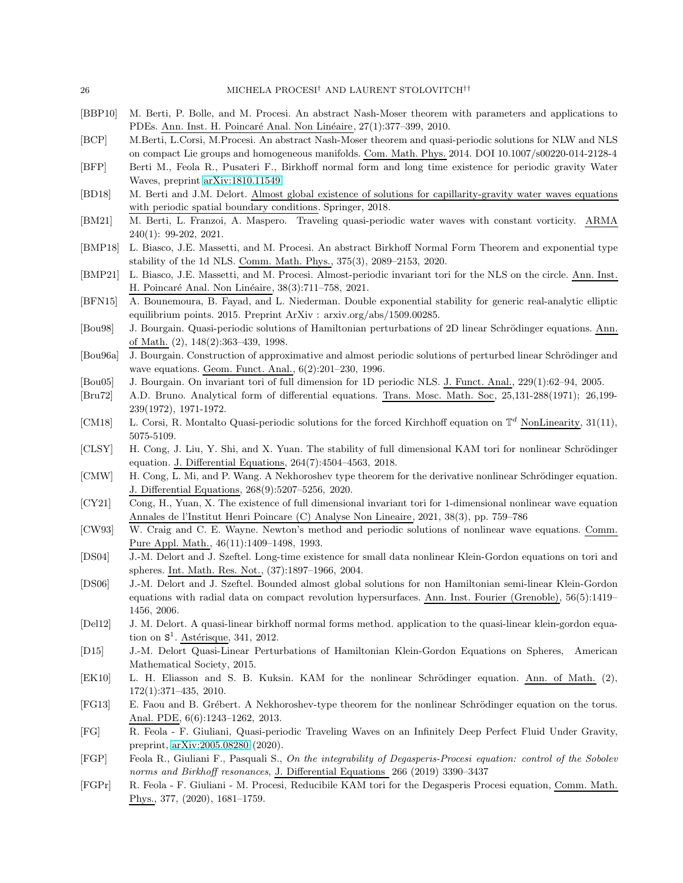[BBP10] M. Berti, P. Bolle, and M. Procesi. An abstract Nash-Moser theorem with parameters and applications to PDEs. Ann. Inst. H. Poincaré Anal. Non Linéaire, 27(1):377–399, 2010.

[BCP] M.Berti, L.Corsi, M.Procesi. An abstract Nash-Moser theorem and quasi-periodic solutions for NLW and NLS on compact Lie groups and homogeneous manifolds. Com. Math. Phys. 2014. DOI 10.1007/s00220-014-2128-4

[BFP] Berti M., Feola R., Pusateri F., Birkhoff normal form and long time existence for periodic gravity Water Waves, preprint arXiv:1810.11549

[BD18] M. Berti and J.M. Delort. Almost global existence of solutions for capillarity-gravity water waves equations with periodic spatial boundary conditions. Springer, 2018.

[BM21] M. Berti, L. Franzoi, A. Maspero. Traveling quasi-periodic water waves with constant vorticity. ARMA 240(1): 99-202, 2021.

[BMP18] L. Biasco, J.E. Massetti, and M. Procesi. An abstract Birkhoff Normal Form Theorem and exponential type stability of the 1d NLS. Comm. Math. Phys., 375(3), 2089–2153, 2020.

[BMP21] L. Biasco, J.E. Massetti, and M. Procesi. Almost-periodic invariant tori for the NLS on the circle. Ann. Inst. H. Poincaré Anal. Non Linéaire, 38(3):711–758, 2021.

[BFN15] A. Bounemoura, B. Fayad, and L. Niederman. Double exponential stability for generic real-analytic elliptic equilibrium points. 2015. Preprint ArXiv : arxiv.org/abs/1509.00285.

[Bou98] J. Bourgain. Quasi-periodic solutions of Hamiltonian perturbations of 2D linear Schrödinger equations. Ann. of Math. (2), 148(2):363–439, 1998.

[Bou96a] J. Bourgain. Construction of approximative and almost periodic solutions of perturbed linear Schrödinger and wave equations. Geom. Funct. Anal., 6(2):201–230, 1996.

[Bou05] J. Bourgain. On invariant tori of full dimension for 1D periodic NLS. J. Funct. Anal., 229(1):62–94, 2005.

[Bru72] A.D. Bruno. Analytical form of differential equations. Trans. Mosc. Math. Soc, 25,131-288(1971); 26,199-239(1972), 1971-1972.

[CM18] L. Corsi, R. Montalto Quasi-periodic solutions for the forced Kirchhoff equation on $\mathbb{T}^d$ NonLinearity, 31(11), 5075-5109.

[CLSY] H. Cong, J. Liu, Y. Shi, and X. Yuan. The stability of full dimensional KAM tori for nonlinear Schrödinger equation. J. Differential Equations, 264(7):4504–4563, 2018.

[CMW] H. Cong, L. Mi, and P. Wang. A Nekhoroshev type theorem for the derivative nonlinear Schrödinger equation. J. Differential Equations, 268(9):5207–5256, 2020.

[CY21] Cong, H., Yuan, X. The existence of full dimensional invariant tori for 1-dimensional nonlinear wave equation Annales de l'Institut Henri Poincare (C) Analyse Non Lineaire, 2021, 38(3), pp. 759–786

[CW93] W. Craig and C. E. Wayne. Newton's method and periodic solutions of nonlinear wave equations. Comm. Pure Appl. Math., 46(11):1409–1498, 1993.

[DS04] J.-M. Delort and J. Szeftel. Long-time existence for small data nonlinear Klein-Gordon equations on tori and spheres. Int. Math. Res. Not., (37):1897–1966, 2004.

[DS06] J.-M. Delort and J. Szeftel. Bounded almost global solutions for non Hamiltonian semi-linear Klein-Gordon equations with radial data on compact revolution hypersurfaces. Ann. Inst. Fourier (Grenoble), 56(5):1419–1456, 2006.

[Del12] J. M. Delort. A quasi-linear birkhoff normal forms method. application to the quasi-linear klein-gordon equation on $\mathbb{S}^1$. Astérisque, 341, 2012.

[D15] J.-M. Delort Quasi-Linear Perturbations of Hamiltonian Klein-Gordon Equations on Spheres, American Mathematical Society, 2015.

[EK10] L. H. Eliasson and S. B. Kuksin. KAM for the nonlinear Schrödinger equation. Ann. of Math. (2), 172(1):371–435, 2010.

[FG13] E. Faou and B. Grébert. A Nekhoroshev-type theorem for the nonlinear Schrödinger equation on the torus. Anal. PDE, 6(6):1243–1262, 2013.

[FG] R. Feola - F. Giuliani, Quasi-periodic Traveling Waves on an Infinitely Deep Perfect Fluid Under Gravity, preprint, arXiv:2005.08280 (2020).

[FGP] Feola R., Giuliani F., Pasquali S., *On the integrability of Degasperis-Procesi equation: control of the Sobolev norms and Birkhoff resonances*, J. Differential Equations 266 (2019) 3390–3437

[FGPr] R. Feola - F. Giuliani - M. Procesi, Reducibile KAM tori for the Degasperis Procesi equation, Comm. Math. Phys., 377, (2020), 1681–1759.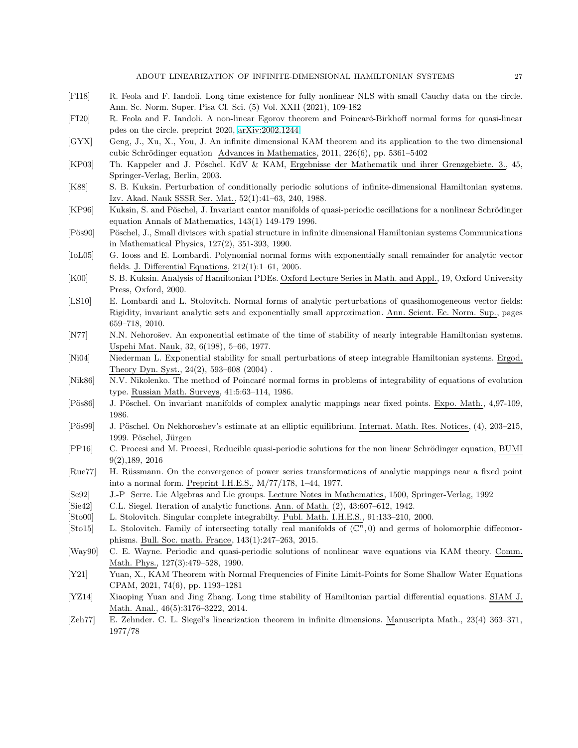- [FI18] R. Feola and F. Iandoli. Long time existence for fully nonlinear NLS with small Cauchy data on the circle. Ann. Sc. Norm. Super. Pisa Cl. Sci. (5) Vol. XXII (2021), 109-182
- [FI20] R. Feola and F. Iandoli. A non-linear Egorov theorem and Poincaré-Birkhoff normal forms for quasi-linear pdes on the circle. preprint 2020, arXiv:2002.1244
- [GYX] Geng, J., Xu, X., You, J. An infinite dimensional KAM theorem and its application to the two dimensional cubic Schrödinger equation Advances in Mathematics, 2011, 226(6), pp. 5361–5402
- [KP03] Th. Kappeler and J. Pöschel. KdV & KAM, Ergebnisse der Mathematik und ihrer Grenzgebiete. 3., 45, Springer-Verlag, Berlin, 2003.
- [K88] S. B. Kuksin. Perturbation of conditionally periodic solutions of infinite-dimensional Hamiltonian systems. Izv. Akad. Nauk SSSR Ser. Mat., 52(1):41–63, 240, 1988.
- [KP96] Kuksin, S. and Pöschel, J. Invariant cantor manifolds of quasi-periodic oscillations for a nonlinear Schrödinger equation Annals of Mathematics, 143(1) 149-179 1996.
- [Pös90] Pöschel, J., Small divisors with spatial structure in infinite dimensional Hamiltonian systems Communications in Mathematical Physics, 127(2), 351-393, 1990.
- [IoL05] G. Iooss and E. Lombardi. Polynomial normal forms with exponentially small remainder for analytic vector fields. J. Differential Equations, 212(1):1–61, 2005.
- [K00] S. B. Kuksin. Analysis of Hamiltonian PDEs. Oxford Lecture Series in Math. and Appl., 19, Oxford University Press, Oxford, 2000.
- [LS10] E. Lombardi and L. Stolovitch. Normal forms of analytic perturbations of quasihomogeneous vector fields: Rigidity, invariant analytic sets and exponentially small approximation. Ann. Scient. Ec. Norm. Sup., pages 659–718, 2010.
- [N77] N.N. Nehorošev. An exponential estimate of the time of stability of nearly integrable Hamiltonian systems. Uspehi Mat. Nauk, 32, 6(198), 5–66, 1977.
- [Ni04] Niederman L. Exponential stability for small perturbations of steep integrable Hamiltonian systems. Ergod. Theory Dyn. Syst., 24(2), 593–608 (2004) .
- [Nik86] N.V. Nikolenko. The method of Poincaré normal forms in problems of integrability of equations of evolution type. Russian Math. Surveys, 41:5:63–114, 1986.
- [Pös86] J. Pöschel. On invariant manifolds of complex analytic mappings near fixed points. Expo. Math., 4,97-109, 1986.
- [Pös99] J. Pöschel. On Nekhoroshev's estimate at an elliptic equilibrium. Internat. Math. Res. Notices, (4), 203–215, 1999. Pöschel, Jürgen
- [PP16] C. Procesi and M. Procesi, Reducible quasi-periodic solutions for the non linear Schrödinger equation, BUMI 9(2),189, 2016
- [Rue77] H. Rüssmann. On the convergence of power series transformations of analytic mappings near a fixed point into a normal form. Preprint I.H.E.S., M/77/178, 1–44, 1977.
- [Se92] J.-P Serre. Lie Algebras and Lie groups. Lecture Notes in Mathematics, 1500, Springer-Verlag, 1992
- [Sie42] C.L. Siegel. Iteration of analytic functions. Ann. of Math. (2), 43:607–612, 1942.
- [Sto00] L. Stolovitch. Singular complete integrabilty. Publ. Math. I.H.E.S., 91:133–210, 2000.
- [Sto15] L. Stolovitch. Family of intersecting totally real manifolds of $(\mathbb{C}^n, 0)$ and germs of holomorphic diffeomorphisms. Bull. Soc. math. France, 143(1):247–263, 2015.
- [Way90] C. E. Wayne. Periodic and quasi-periodic solutions of nonlinear wave equations via KAM theory. Comm. Math. Phys., 127(3):479–528, 1990.
- [Y21] Yuan, X., KAM Theorem with Normal Frequencies of Finite Limit-Points for Some Shallow Water Equations CPAM, 2021, 74(6), pp. 1193–1281
- [YZ14] Xiaoping Yuan and Jing Zhang. Long time stability of Hamiltonian partial differential equations. SIAM J. Math. Anal., 46(5):3176–3222, 2014.
- [Zeh77] E. Zehnder. C. L. Siegel's linearization theorem in infinite dimensions. Manuscripta Math., 23(4) 363–371, 1977/78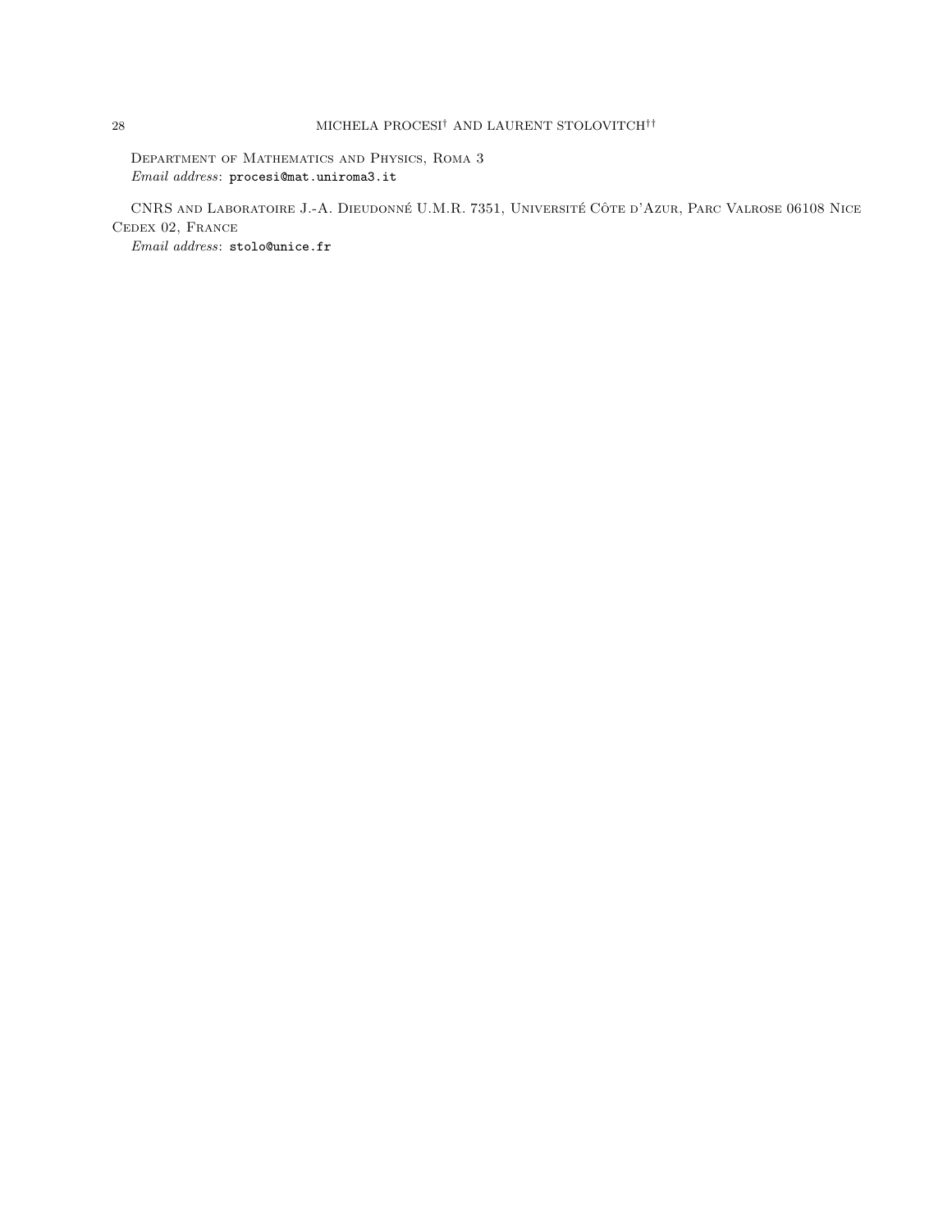Department of Mathematics and Physics, Roma 3
*Email address*: `procesi@mat.uniroma3.it`

CNRS and Laboratoire J.-A. Dieudonné U.M.R. 7351, Université Côte d'Azur, Parc Valrose 06108 Nice Cedex 02, France
*Email address*: `stolo@unice.fr`